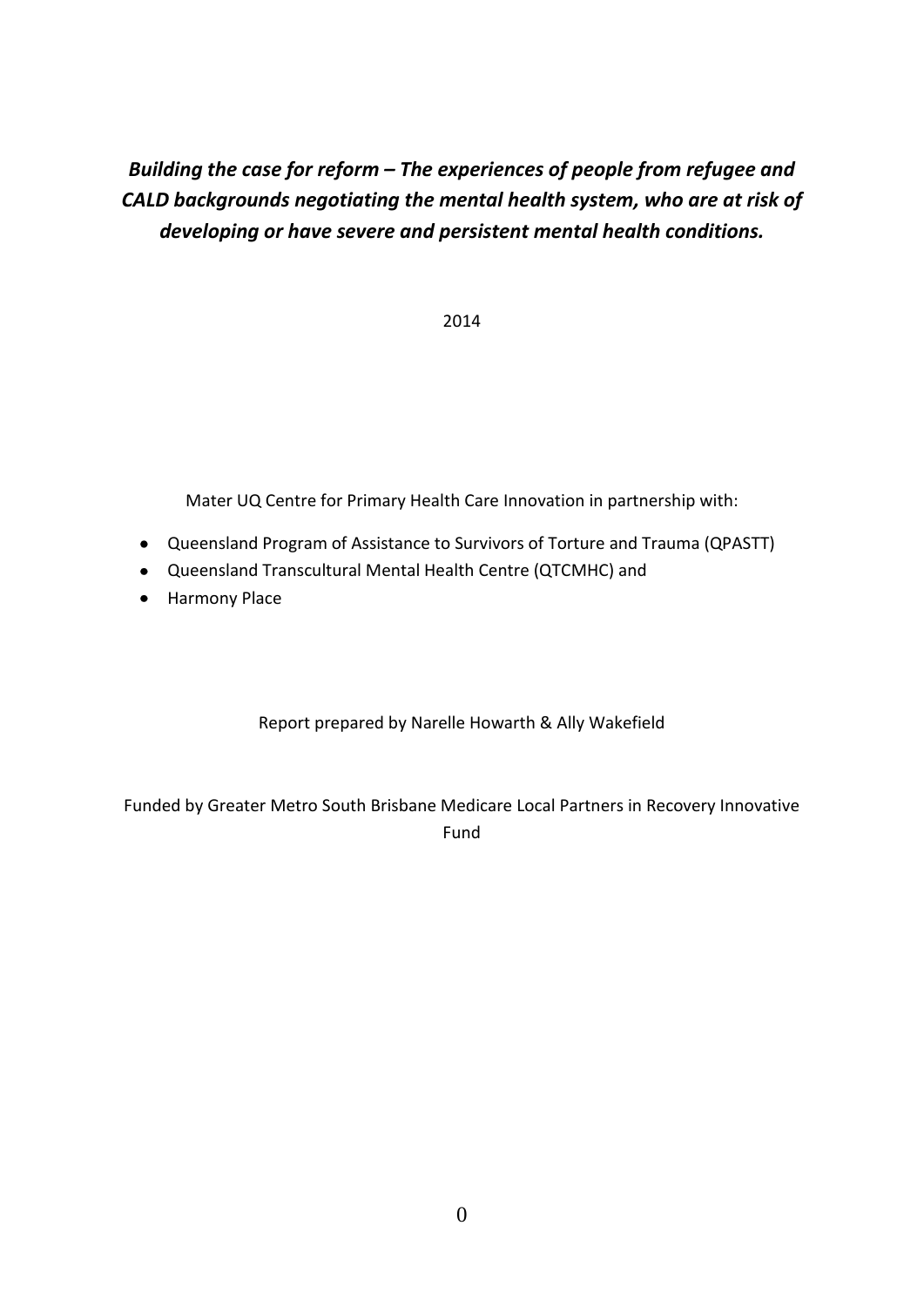# *Building the case for reform – The experiences of people from refugee and CALD backgrounds negotiating the mental health system, who are at risk of developing or have severe and persistent mental health conditions.*

2014

Mater UQ Centre for Primary Health Care Innovation in partnership with:

- Queensland Program of Assistance to Survivors of Torture and Trauma (QPASTT)
- Queensland Transcultural Mental Health Centre (QTCMHC) and
- Harmony Place

Report prepared by Narelle Howarth & Ally Wakefield

Funded by Greater Metro South Brisbane Medicare Local Partners in Recovery Innovative Fund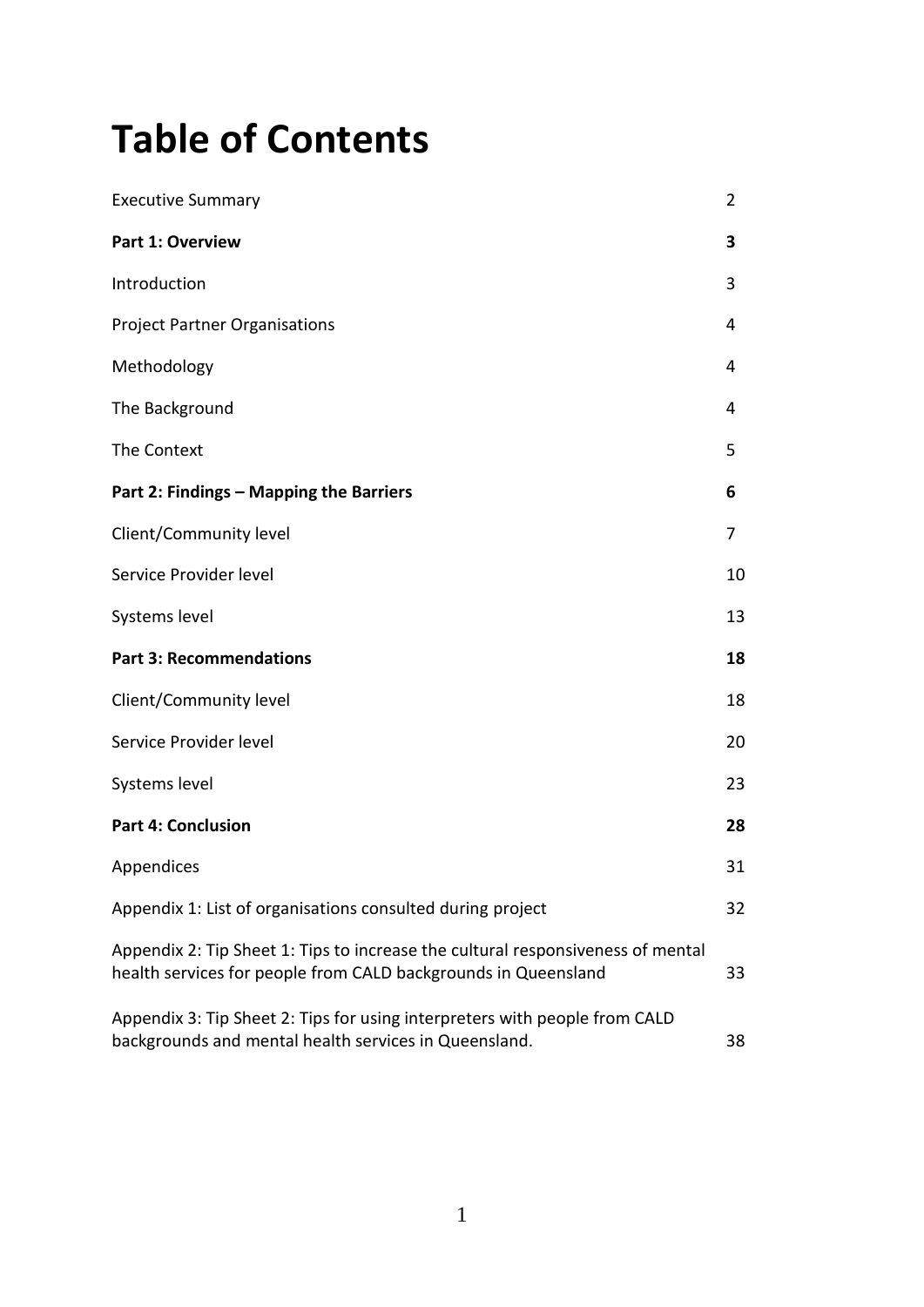# Table of Contents

| | |
|---|---|
| Executive Summary | 2 |
| **Part 1: Overview** | **3** |
| Introduction | 3 |
| Project Partner Organisations | 4 |
| Methodology | 4 |
| The Background | 4 |
| The Context | 5 |
| **Part 2: Findings – Mapping the Barriers** | **6** |
| Client/Community level | 7 |
| Service Provider level | 10 |
| Systems level | 13 |
| **Part 3: Recommendations** | **18** |
| Client/Community level | 18 |
| Service Provider level | 20 |
| Systems level | 23 |
| **Part 4: Conclusion** | **28** |
| Appendices | 31 |
| Appendix 1: List of organisations consulted during project | 32 |
| Appendix 2: Tip Sheet 1: Tips to increase the cultural responsiveness of mental health services for people from CALD backgrounds in Queensland | 33 |
| Appendix 3: Tip Sheet 2: Tips for using interpreters with people from CALD backgrounds and mental health services in Queensland. | 38 |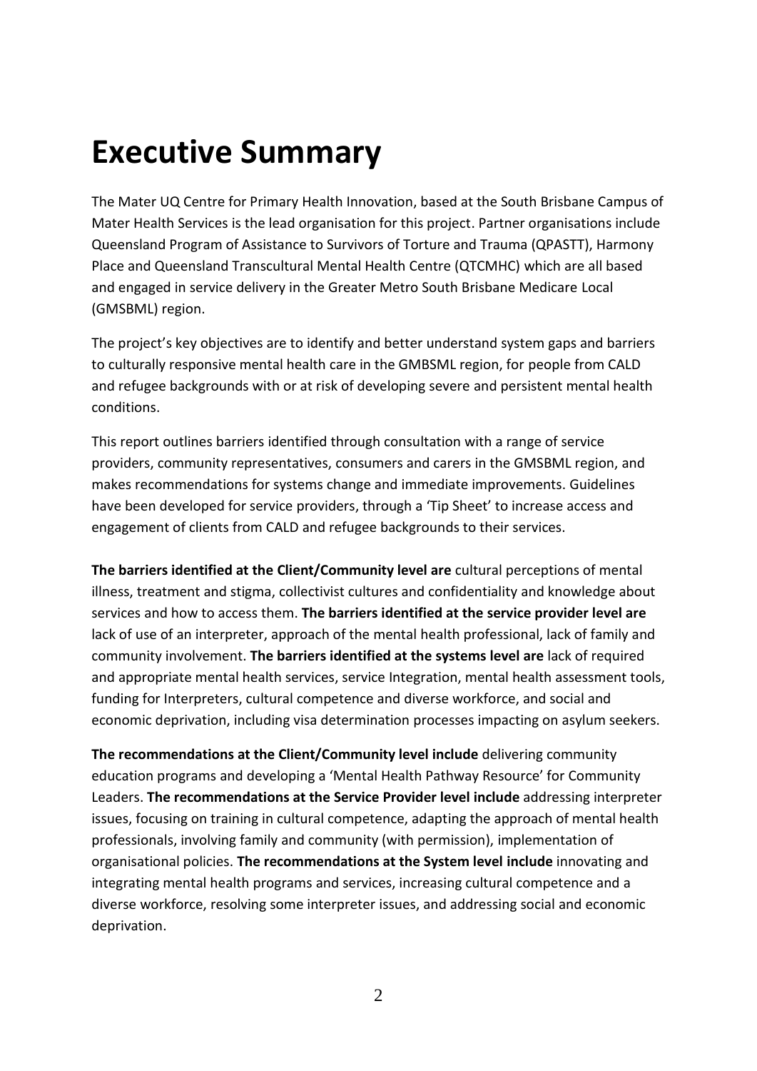# Executive Summary

The Mater UQ Centre for Primary Health Innovation, based at the South Brisbane Campus of Mater Health Services is the lead organisation for this project. Partner organisations include Queensland Program of Assistance to Survivors of Torture and Trauma (QPASTT), Harmony Place and Queensland Transcultural Mental Health Centre (QTCMHC) which are all based and engaged in service delivery in the Greater Metro South Brisbane Medicare Local (GMSBML) region.

The project's key objectives are to identify and better understand system gaps and barriers to culturally responsive mental health care in the GMBSML region, for people from CALD and refugee backgrounds with or at risk of developing severe and persistent mental health conditions.

This report outlines barriers identified through consultation with a range of service providers, community representatives, consumers and carers in the GMSBML region, and makes recommendations for systems change and immediate improvements. Guidelines have been developed for service providers, through a 'Tip Sheet' to increase access and engagement of clients from CALD and refugee backgrounds to their services.

**The barriers identified at the Client/Community level are** cultural perceptions of mental illness, treatment and stigma, collectivist cultures and confidentiality and knowledge about services and how to access them. **The barriers identified at the service provider level are** lack of use of an interpreter, approach of the mental health professional, lack of family and community involvement. **The barriers identified at the systems level are** lack of required and appropriate mental health services, service Integration, mental health assessment tools, funding for Interpreters, cultural competence and diverse workforce, and social and economic deprivation, including visa determination processes impacting on asylum seekers.

**The recommendations at the Client/Community level include** delivering community education programs and developing a 'Mental Health Pathway Resource' for Community Leaders. **The recommendations at the Service Provider level include** addressing interpreter issues, focusing on training in cultural competence, adapting the approach of mental health professionals, involving family and community (with permission), implementation of organisational policies. **The recommendations at the System level include** innovating and integrating mental health programs and services, increasing cultural competence and a diverse workforce, resolving some interpreter issues, and addressing social and economic deprivation.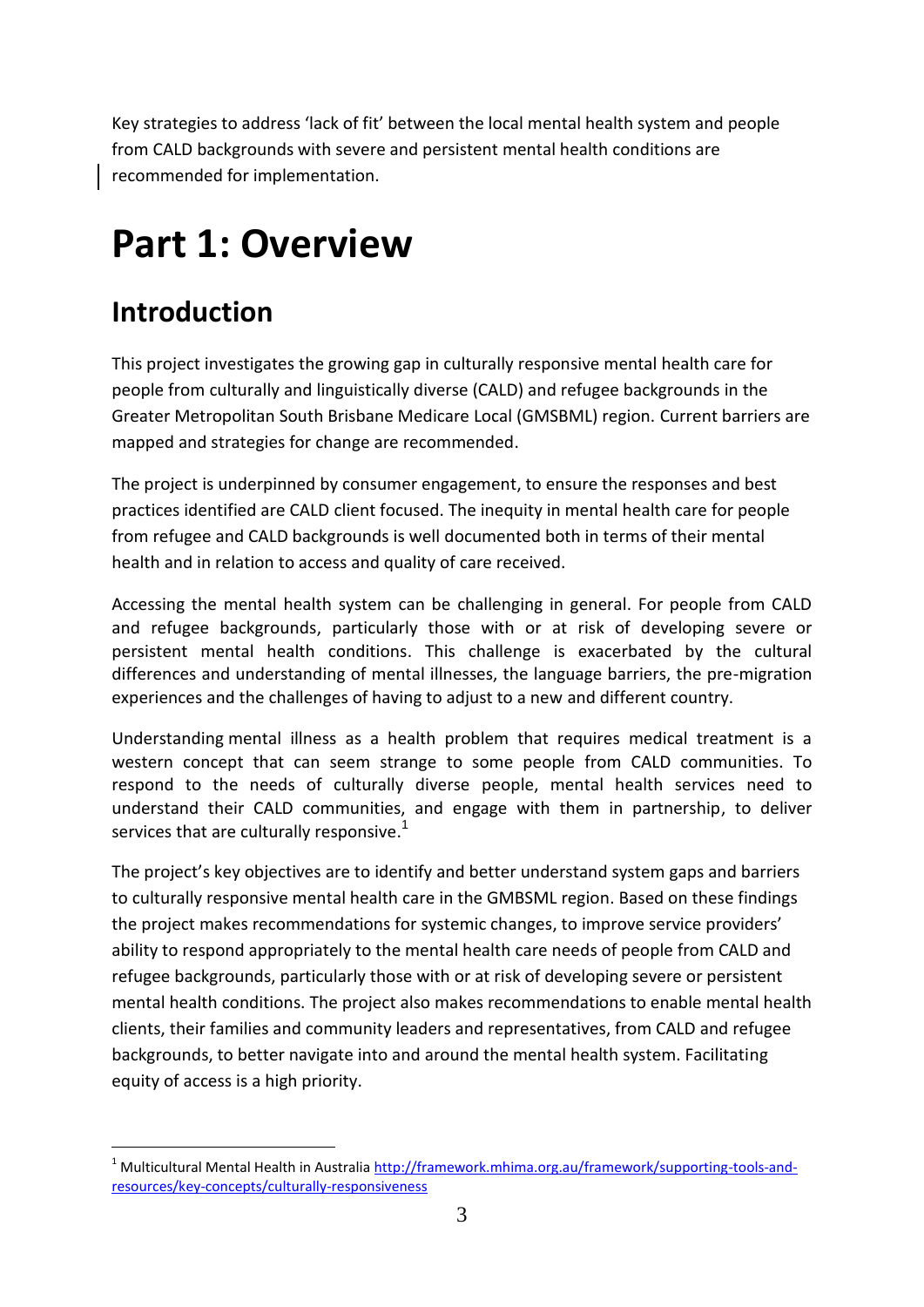Key strategies to address 'lack of fit' between the local mental health system and people from CALD backgrounds with severe and persistent mental health conditions are recommended for implementation.

# Part 1: Overview

## Introduction

This project investigates the growing gap in culturally responsive mental health care for people from culturally and linguistically diverse (CALD) and refugee backgrounds in the Greater Metropolitan South Brisbane Medicare Local (GMSBML) region. Current barriers are mapped and strategies for change are recommended.

The project is underpinned by consumer engagement, to ensure the responses and best practices identified are CALD client focused. The inequity in mental health care for people from refugee and CALD backgrounds is well documented both in terms of their mental health and in relation to access and quality of care received.

Accessing the mental health system can be challenging in general. For people from CALD and refugee backgrounds, particularly those with or at risk of developing severe or persistent mental health conditions. This challenge is exacerbated by the cultural differences and understanding of mental illnesses, the language barriers, the pre-migration experiences and the challenges of having to adjust to a new and different country.

Understanding mental illness as a health problem that requires medical treatment is a western concept that can seem strange to some people from CALD communities. To respond to the needs of culturally diverse people, mental health services need to understand their CALD communities, and engage with them in partnership, to deliver services that are culturally responsive.[1]

The project's key objectives are to identify and better understand system gaps and barriers to culturally responsive mental health care in the GMBSML region. Based on these findings the project makes recommendations for systemic changes, to improve service providers' ability to respond appropriately to the mental health care needs of people from CALD and refugee backgrounds, particularly those with or at risk of developing severe or persistent mental health conditions. The project also makes recommendations to enable mental health clients, their families and community leaders and representatives, from CALD and refugee backgrounds, to better navigate into and around the mental health system. Facilitating equity of access is a high priority.

---

[1] Multicultural Mental Health in Australia http://framework.mhima.org.au/framework/supporting-tools-and-resources/key-concepts/culturally-responsiveness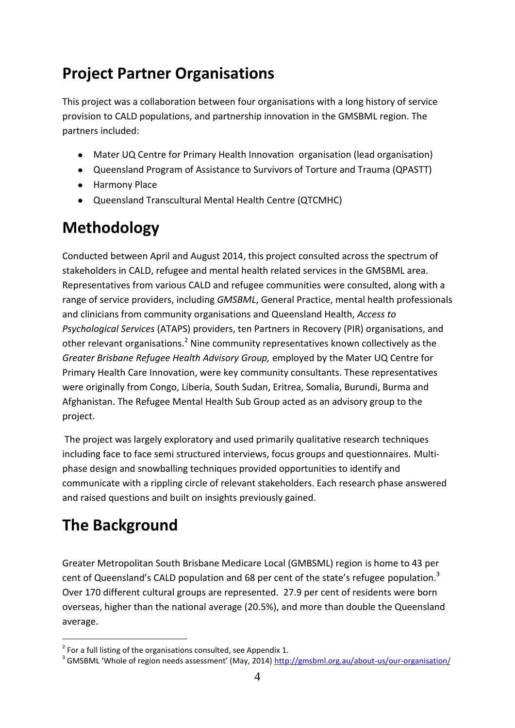# Project Partner Organisations

This project was a collaboration between four organisations with a long history of service provision to CALD populations, and partnership innovation in the GMSBML region. The partners included:

- Mater UQ Centre for Primary Health Innovation organisation (lead organisation)
- Queensland Program of Assistance to Survivors of Torture and Trauma (QPASTT)
- Harmony Place
- Queensland Transcultural Mental Health Centre (QTCMHC)

# Methodology

Conducted between April and August 2014, this project consulted across the spectrum of stakeholders in CALD, refugee and mental health related services in the GMSBML area. Representatives from various CALD and refugee communities were consulted, along with a range of service providers, including *GMSBML*, General Practice, mental health professionals and clinicians from community organisations and Queensland Health, *Access to Psychological Services* (ATAPS) providers, ten Partners in Recovery (PIR) organisations, and other relevant organisations.[2] Nine community representatives known collectively as the *Greater Brisbane Refugee Health Advisory Group,* employed by the Mater UQ Centre for Primary Health Care Innovation, were key community consultants. These representatives were originally from Congo, Liberia, South Sudan, Eritrea, Somalia, Burundi, Burma and Afghanistan. The Refugee Mental Health Sub Group acted as an advisory group to the project.

The project was largely exploratory and used primarily qualitative research techniques including face to face semi structured interviews, focus groups and questionnaires. Multi-phase design and snowballing techniques provided opportunities to identify and communicate with a rippling circle of relevant stakeholders. Each research phase answered and raised questions and built on insights previously gained.

# The Background

Greater Metropolitan South Brisbane Medicare Local (GMBSML) region is home to 43 per cent of Queensland's CALD population and 68 per cent of the state's refugee population.[3] Over 170 different cultural groups are represented. 27.9 per cent of residents were born overseas, higher than the national average (20.5%), and more than double the Queensland average.

[2] For a full listing of the organisations consulted, see Appendix 1.

[3] GMSBML 'Whole of region needs assessment' (May, 2014) http://gmsbml.org.au/about-us/our-organisation/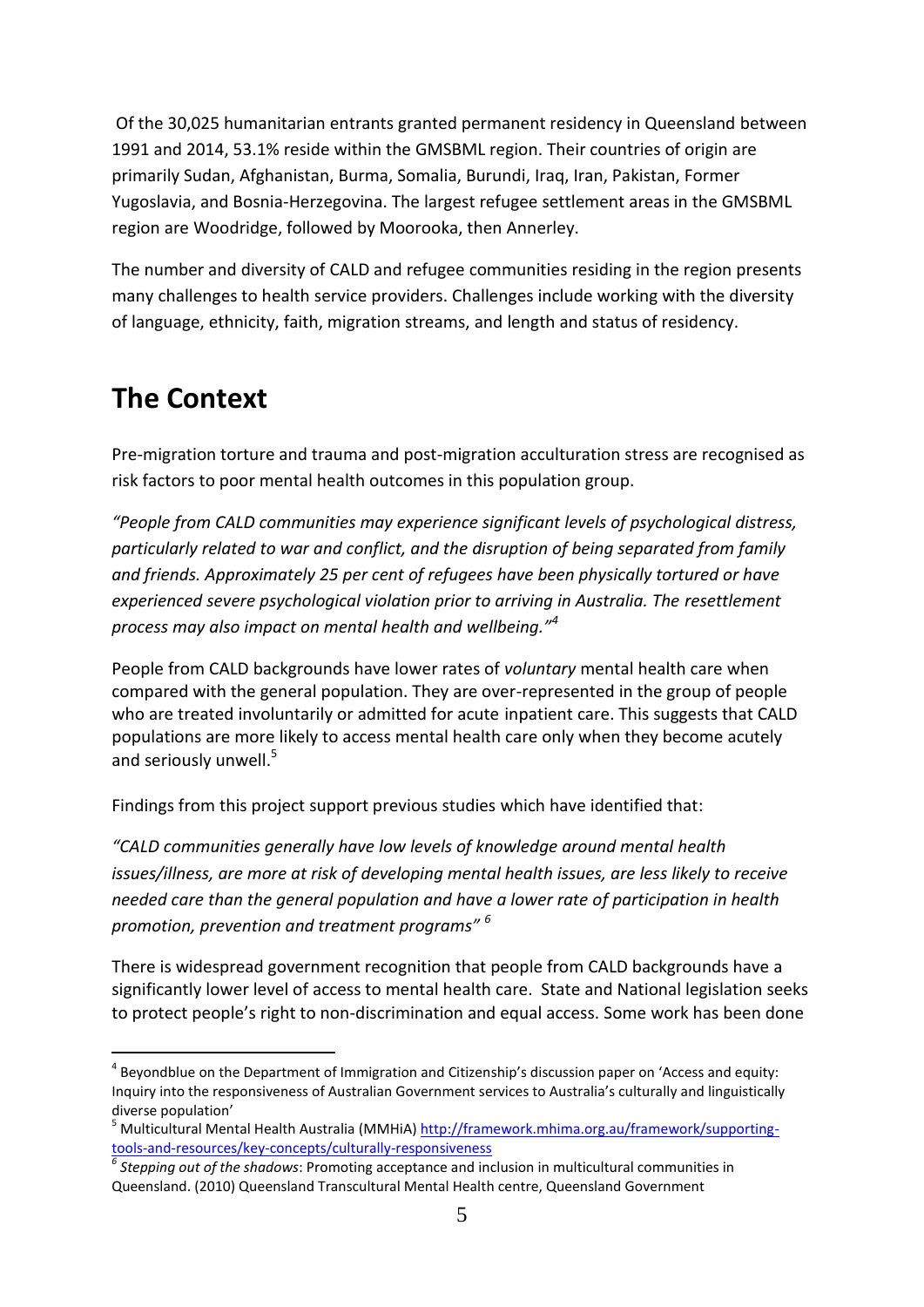Of the 30,025 humanitarian entrants granted permanent residency in Queensland between 1991 and 2014, 53.1% reside within the GMSBML region. Their countries of origin are primarily Sudan, Afghanistan, Burma, Somalia, Burundi, Iraq, Iran, Pakistan, Former Yugoslavia, and Bosnia-Herzegovina. The largest refugee settlement areas in the GMSBML region are Woodridge, followed by Moorooka, then Annerley.

The number and diversity of CALD and refugee communities residing in the region presents many challenges to health service providers. Challenges include working with the diversity of language, ethnicity, faith, migration streams, and length and status of residency.

# The Context

Pre-migration torture and trauma and post-migration acculturation stress are recognised as risk factors to poor mental health outcomes in this population group.

*"People from CALD communities may experience significant levels of psychological distress, particularly related to war and conflict, and the disruption of being separated from family and friends. Approximately 25 per cent of refugees have been physically tortured or have experienced severe psychological violation prior to arriving in Australia. The resettlement process may also impact on mental health and wellbeing."*[4]

People from CALD backgrounds have lower rates of *voluntary* mental health care when compared with the general population. They are over-represented in the group of people who are treated involuntarily or admitted for acute inpatient care. This suggests that CALD populations are more likely to access mental health care only when they become acutely and seriously unwell.[5]

Findings from this project support previous studies which have identified that:

*"CALD communities generally have low levels of knowledge around mental health issues/illness, are more at risk of developing mental health issues, are less likely to receive needed care than the general population and have a lower rate of participation in health promotion, prevention and treatment programs"* [6]

There is widespread government recognition that people from CALD backgrounds have a significantly lower level of access to mental health care. State and National legislation seeks to protect people's right to non-discrimination and equal access. Some work has been done

---

[4] Beyondblue on the Department of Immigration and Citizenship's discussion paper on 'Access and equity: Inquiry into the responsiveness of Australian Government services to Australia's culturally and linguistically diverse population'

[5] Multicultural Mental Health Australia (MMHiA) http://framework.mhima.org.au/framework/supporting-tools-and-resources/key-concepts/culturally-responsiveness

[6] *Stepping out of the shadows*: Promoting acceptance and inclusion in multicultural communities in Queensland. (2010) Queensland Transcultural Mental Health centre, Queensland Government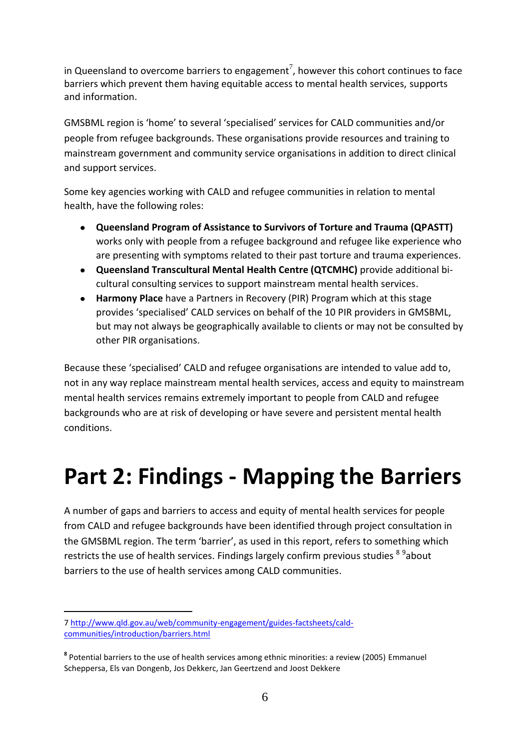in Queensland to overcome barriers to engagement[7], however this cohort continues to face barriers which prevent them having equitable access to mental health services, supports and information.

GMSBML region is 'home' to several 'specialised' services for CALD communities and/or people from refugee backgrounds. These organisations provide resources and training to mainstream government and community service organisations in addition to direct clinical and support services.

Some key agencies working with CALD and refugee communities in relation to mental health, have the following roles:

- **Queensland Program of Assistance to Survivors of Torture and Trauma (QPASTT)** works only with people from a refugee background and refugee like experience who are presenting with symptoms related to their past torture and trauma experiences.
- **Queensland Transcultural Mental Health Centre (QTCMHC)** provide additional bi-cultural consulting services to support mainstream mental health services.
- **Harmony Place** have a Partners in Recovery (PIR) Program which at this stage provides 'specialised' CALD services on behalf of the 10 PIR providers in GMSBML, but may not always be geographically available to clients or may not be consulted by other PIR organisations.

Because these 'specialised' CALD and refugee organisations are intended to value add to, not in any way replace mainstream mental health services, access and equity to mainstream mental health services remains extremely important to people from CALD and refugee backgrounds who are at risk of developing or have severe and persistent mental health conditions.

# Part 2: Findings - Mapping the Barriers

A number of gaps and barriers to access and equity of mental health services for people from CALD and refugee backgrounds have been identified through project consultation in the GMSBML region. The term 'barrier', as used in this report, refers to something which restricts the use of health services. Findings largely confirm previous studies [8] [9]about barriers to the use of health services among CALD communities.

---

7 http://www.qld.gov.au/web/community-engagement/guides-factsheets/cald-communities/introduction/barriers.html

8 Potential barriers to the use of health services among ethnic minorities: a review (2005) Emmanuel Scheppersa, Els van Dongenb, Jos Dekkerc, Jan Geertzend and Joost Dekkere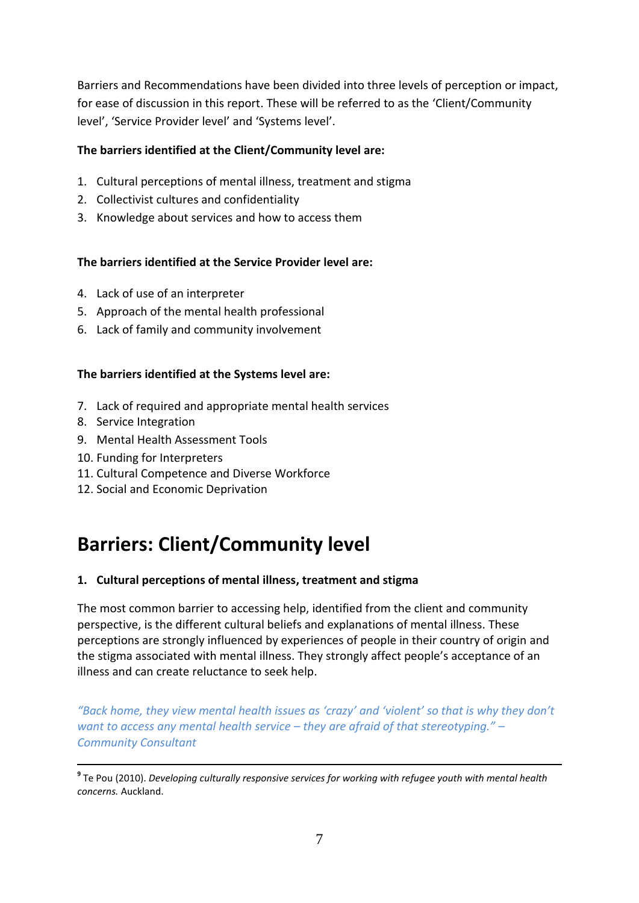Barriers and Recommendations have been divided into three levels of perception or impact, for ease of discussion in this report. These will be referred to as the 'Client/Community level', 'Service Provider level' and 'Systems level'.

**The barriers identified at the Client/Community level are:**

1. Cultural perceptions of mental illness, treatment and stigma
2. Collectivist cultures and confidentiality
3. Knowledge about services and how to access them

**The barriers identified at the Service Provider level are:**

4. Lack of use of an interpreter
5. Approach of the mental health professional
6. Lack of family and community involvement

**The barriers identified at the Systems level are:**

7. Lack of required and appropriate mental health services
8. Service Integration
9. Mental Health Assessment Tools
10. Funding for Interpreters
11. Cultural Competence and Diverse Workforce
12. Social and Economic Deprivation

# Barriers: Client/Community level

**1. Cultural perceptions of mental illness, treatment and stigma**

The most common barrier to accessing help, identified from the client and community perspective, is the different cultural beliefs and explanations of mental illness. These perceptions are strongly influenced by experiences of people in their country of origin and the stigma associated with mental illness. They strongly affect people's acceptance of an illness and can create reluctance to seek help.

*"Back home, they view mental health issues as 'crazy' and 'violent' so that is why they don't want to access any mental health service – they are afraid of that stereotyping." – Community Consultant*

---

[9] Te Pou (2010). *Developing culturally responsive services for working with refugee youth with mental health concerns.* Auckland.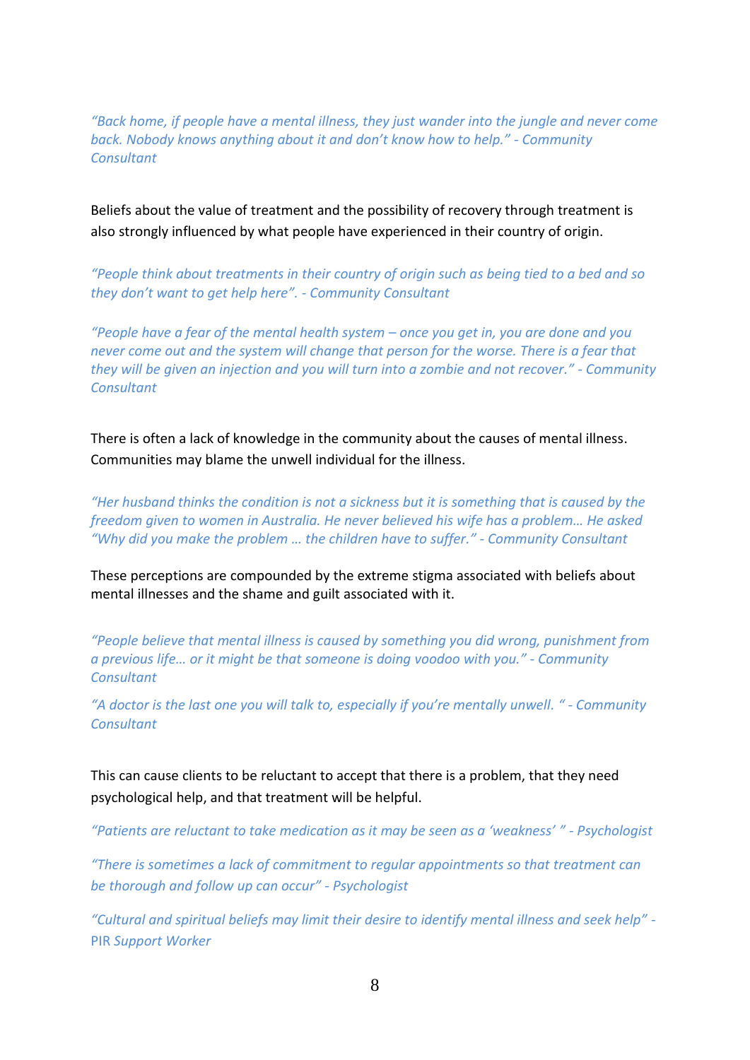*"Back home, if people have a mental illness, they just wander into the jungle and never come back. Nobody knows anything about it and don't know how to help." - Community Consultant*

Beliefs about the value of treatment and the possibility of recovery through treatment is also strongly influenced by what people have experienced in their country of origin.

*"People think about treatments in their country of origin such as being tied to a bed and so they don't want to get help here". - Community Consultant*

*"People have a fear of the mental health system – once you get in, you are done and you never come out and the system will change that person for the worse. There is a fear that they will be given an injection and you will turn into a zombie and not recover." - Community Consultant*

There is often a lack of knowledge in the community about the causes of mental illness. Communities may blame the unwell individual for the illness.

*"Her husband thinks the condition is not a sickness but it is something that is caused by the freedom given to women in Australia. He never believed his wife has a problem… He asked "Why did you make the problem … the children have to suffer." - Community Consultant*

These perceptions are compounded by the extreme stigma associated with beliefs about mental illnesses and the shame and guilt associated with it.

*"People believe that mental illness is caused by something you did wrong, punishment from a previous life… or it might be that someone is doing voodoo with you." - Community Consultant*

*"A doctor is the last one you will talk to, especially if you're mentally unwell. " - Community Consultant*

This can cause clients to be reluctant to accept that there is a problem, that they need psychological help, and that treatment will be helpful.

*"Patients are reluctant to take medication as it may be seen as a 'weakness' " - Psychologist*

*"There is sometimes a lack of commitment to regular appointments so that treatment can be thorough and follow up can occur" - Psychologist*

*"Cultural and spiritual beliefs may limit their desire to identify mental illness and seek help" -* PIR *Support Worker*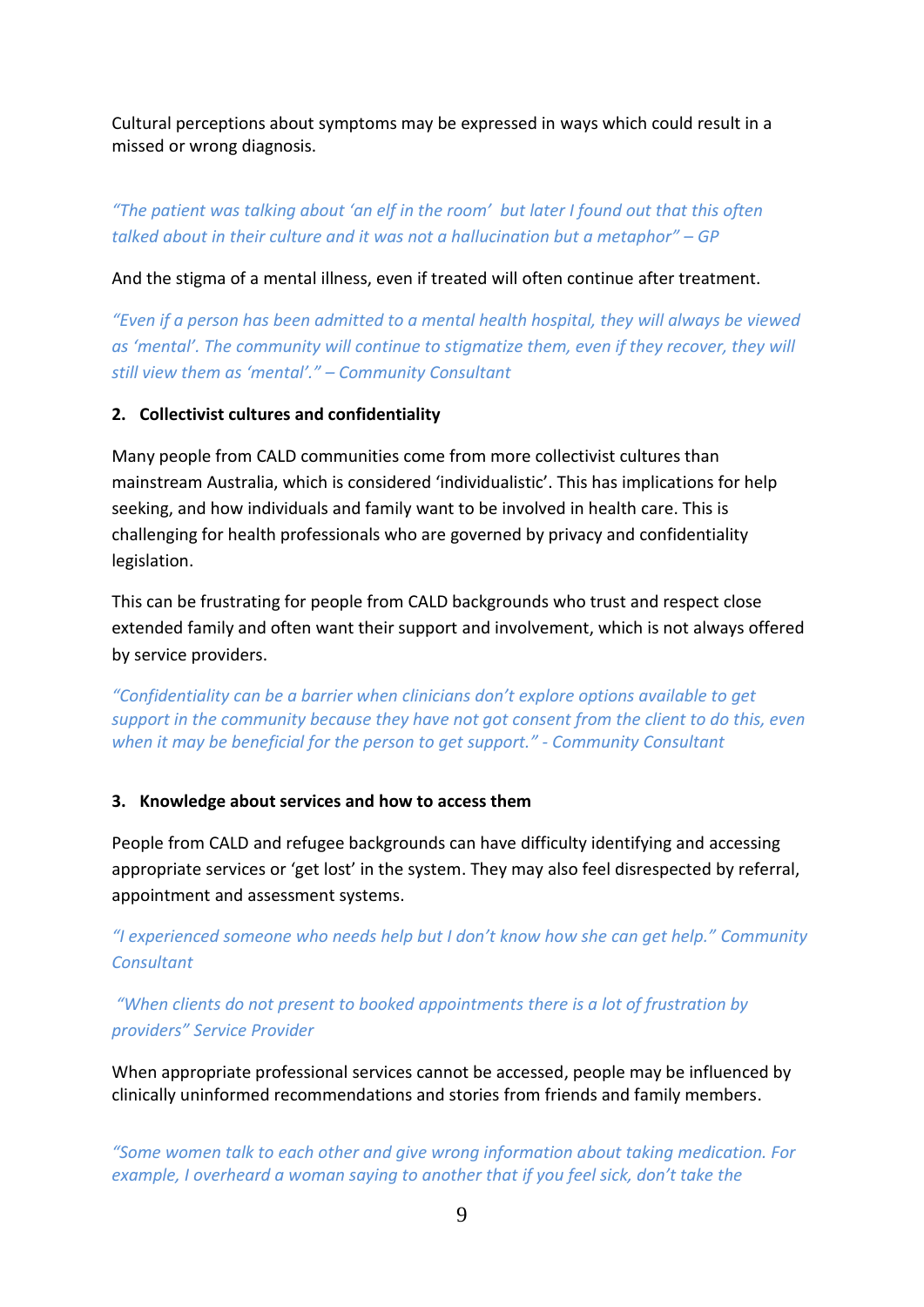Cultural perceptions about symptoms may be expressed in ways which could result in a missed or wrong diagnosis.

*"The patient was talking about 'an elf in the room' but later I found out that this often talked about in their culture and it was not a hallucination but a metaphor" – GP*

And the stigma of a mental illness, even if treated will often continue after treatment.

*"Even if a person has been admitted to a mental health hospital, they will always be viewed as 'mental'. The community will continue to stigmatize them, even if they recover, they will still view them as 'mental'." – Community Consultant*

**2. Collectivist cultures and confidentiality**

Many people from CALD communities come from more collectivist cultures than mainstream Australia, which is considered 'individualistic'. This has implications for help seeking, and how individuals and family want to be involved in health care. This is challenging for health professionals who are governed by privacy and confidentiality legislation.

This can be frustrating for people from CALD backgrounds who trust and respect close extended family and often want their support and involvement, which is not always offered by service providers.

*"Confidentiality can be a barrier when clinicians don't explore options available to get support in the community because they have not got consent from the client to do this, even when it may be beneficial for the person to get support." - Community Consultant*

**3. Knowledge about services and how to access them**

People from CALD and refugee backgrounds can have difficulty identifying and accessing appropriate services or 'get lost' in the system. They may also feel disrespected by referral, appointment and assessment systems.

*"I experienced someone who needs help but I don't know how she can get help." Community Consultant*

*"When clients do not present to booked appointments there is a lot of frustration by providers" Service Provider*

When appropriate professional services cannot be accessed, people may be influenced by clinically uninformed recommendations and stories from friends and family members.

*"Some women talk to each other and give wrong information about taking medication. For example, I overheard a woman saying to another that if you feel sick, don't take the*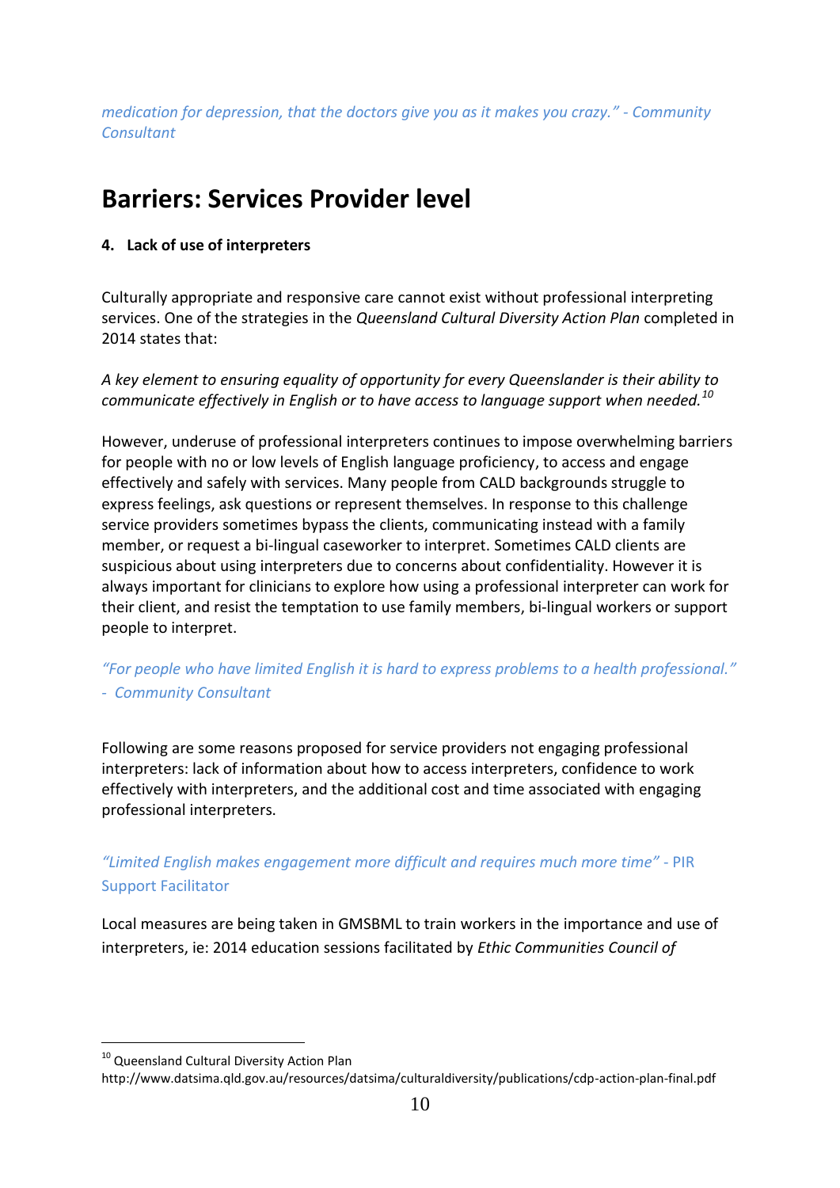*medication for depression, that the doctors give you as it makes you crazy." - Community Consultant*

# Barriers: Services Provider level

**4. Lack of use of interpreters**

Culturally appropriate and responsive care cannot exist without professional interpreting services. One of the strategies in the *Queensland Cultural Diversity Action Plan* completed in 2014 states that:

*A key element to ensuring equality of opportunity for every Queenslander is their ability to communicate effectively in English or to have access to language support when needed.*[10]

However, underuse of professional interpreters continues to impose overwhelming barriers for people with no or low levels of English language proficiency, to access and engage effectively and safely with services. Many people from CALD backgrounds struggle to express feelings, ask questions or represent themselves. In response to this challenge service providers sometimes bypass the clients, communicating instead with a family member, or request a bi-lingual caseworker to interpret. Sometimes CALD clients are suspicious about using interpreters due to concerns about confidentiality. However it is always important for clinicians to explore how using a professional interpreter can work for their client, and resist the temptation to use family members, bi-lingual workers or support people to interpret.

*"For people who have limited English it is hard to express problems to a health professional." - Community Consultant*

Following are some reasons proposed for service providers not engaging professional interpreters: lack of information about how to access interpreters, confidence to work effectively with interpreters, and the additional cost and time associated with engaging professional interpreters.

*"Limited English makes engagement more difficult and requires much more time"* - PIR Support Facilitator

Local measures are being taken in GMSBML to train workers in the importance and use of interpreters, ie: 2014 education sessions facilitated by *Ethic Communities Council of*

---

[10] Queensland Cultural Diversity Action Plan
http://www.datsima.qld.gov.au/resources/datsima/culturaldiversity/publications/cdp-action-plan-final.pdf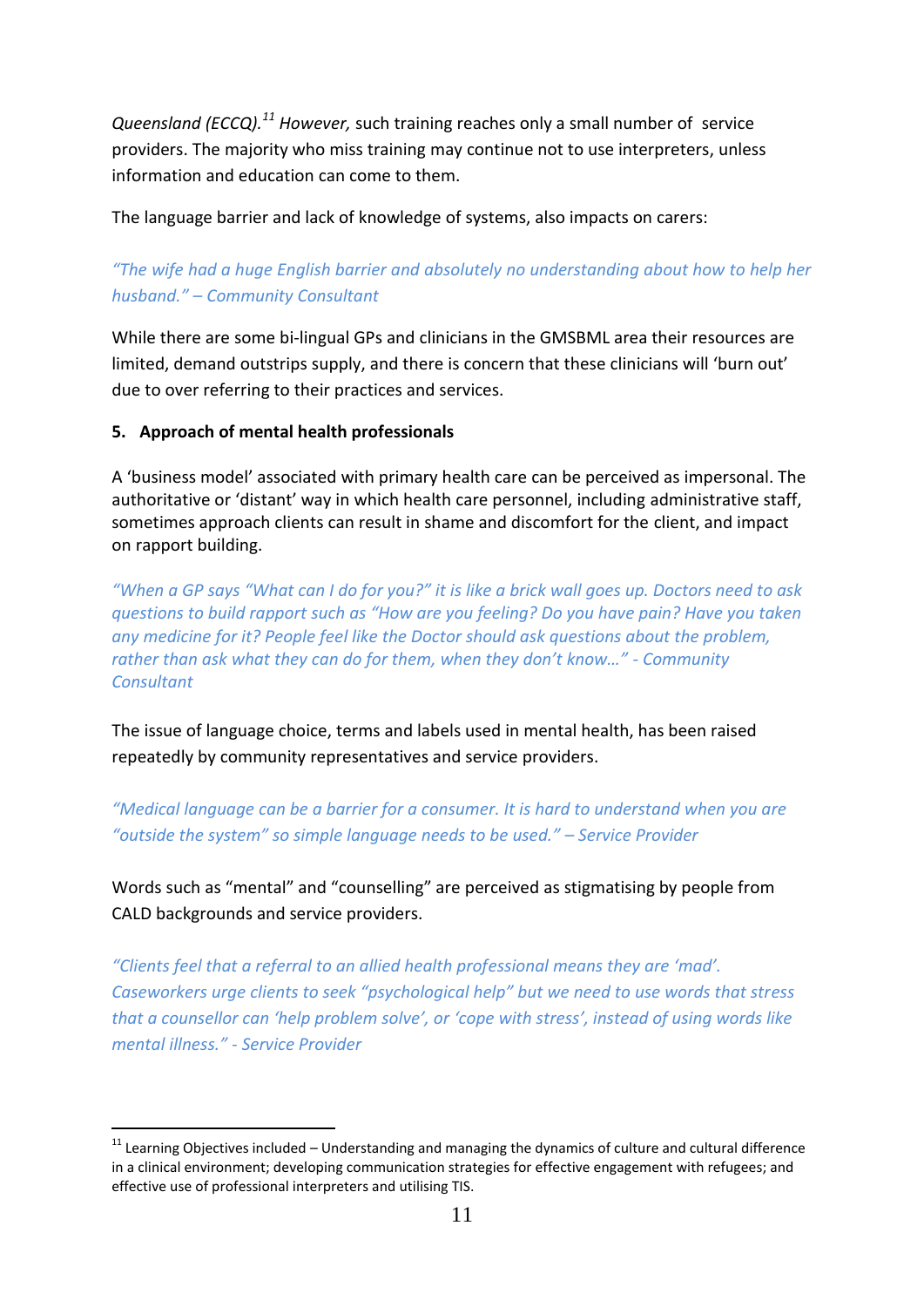*Queensland (ECCQ).*[11] *However,* such training reaches only a small number of service providers. The majority who miss training may continue not to use interpreters, unless information and education can come to them.

The language barrier and lack of knowledge of systems, also impacts on carers:

*"The wife had a huge English barrier and absolutely no understanding about how to help her husband." – Community Consultant*

While there are some bi-lingual GPs and clinicians in the GMSBML area their resources are limited, demand outstrips supply, and there is concern that these clinicians will 'burn out' due to over referring to their practices and services.

**5. Approach of mental health professionals**

A 'business model' associated with primary health care can be perceived as impersonal. The authoritative or 'distant' way in which health care personnel, including administrative staff, sometimes approach clients can result in shame and discomfort for the client, and impact on rapport building.

*"When a GP says "What can I do for you?" it is like a brick wall goes up. Doctors need to ask questions to build rapport such as "How are you feeling? Do you have pain? Have you taken any medicine for it? People feel like the Doctor should ask questions about the problem, rather than ask what they can do for them, when they don't know…" - Community Consultant*

The issue of language choice, terms and labels used in mental health, has been raised repeatedly by community representatives and service providers.

*"Medical language can be a barrier for a consumer. It is hard to understand when you are "outside the system" so simple language needs to be used." – Service Provider*

Words such as "mental" and "counselling" are perceived as stigmatising by people from CALD backgrounds and service providers.

*"Clients feel that a referral to an allied health professional means they are 'mad'. Caseworkers urge clients to seek "psychological help" but we need to use words that stress that a counsellor can 'help problem solve', or 'cope with stress', instead of using words like mental illness." - Service Provider*

---

[11] Learning Objectives included – Understanding and managing the dynamics of culture and cultural difference in a clinical environment; developing communication strategies for effective engagement with refugees; and effective use of professional interpreters and utilising TIS.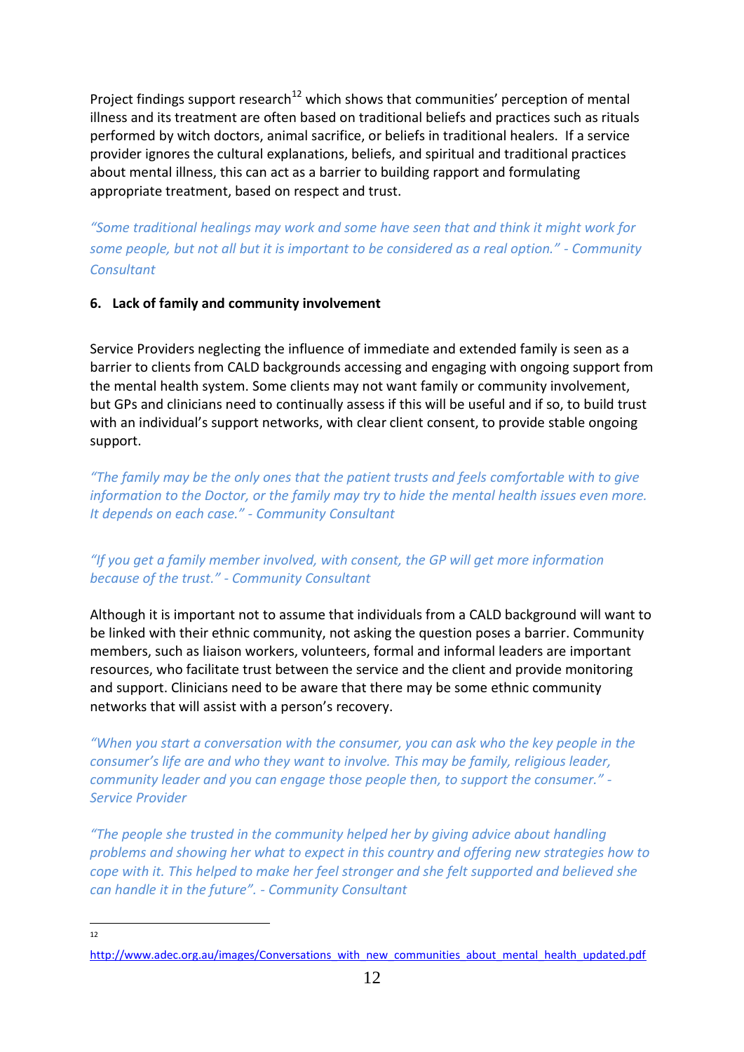Project findings support research[12] which shows that communities' perception of mental illness and its treatment are often based on traditional beliefs and practices such as rituals performed by witch doctors, animal sacrifice, or beliefs in traditional healers. If a service provider ignores the cultural explanations, beliefs, and spiritual and traditional practices about mental illness, this can act as a barrier to building rapport and formulating appropriate treatment, based on respect and trust.

*"Some traditional healings may work and some have seen that and think it might work for some people, but not all but it is important to be considered as a real option." - Community Consultant*

**6. Lack of family and community involvement**

Service Providers neglecting the influence of immediate and extended family is seen as a barrier to clients from CALD backgrounds accessing and engaging with ongoing support from the mental health system. Some clients may not want family or community involvement, but GPs and clinicians need to continually assess if this will be useful and if so, to build trust with an individual's support networks, with clear client consent, to provide stable ongoing support.

*"The family may be the only ones that the patient trusts and feels comfortable with to give information to the Doctor, or the family may try to hide the mental health issues even more. It depends on each case." - Community Consultant*

*"If you get a family member involved, with consent, the GP will get more information because of the trust." - Community Consultant*

Although it is important not to assume that individuals from a CALD background will want to be linked with their ethnic community, not asking the question poses a barrier. Community members, such as liaison workers, volunteers, formal and informal leaders are important resources, who facilitate trust between the service and the client and provide monitoring and support. Clinicians need to be aware that there may be some ethnic community networks that will assist with a person's recovery.

*"When you start a conversation with the consumer, you can ask who the key people in the consumer's life are and who they want to involve. This may be family, religious leader, community leader and you can engage those people then, to support the consumer." - Service Provider*

*"The people she trusted in the community helped her by giving advice about handling problems and showing her what to expect in this country and offering new strategies how to cope with it. This helped to make her feel stronger and she felt supported and believed she can handle it in the future". - Community Consultant*

---

[12] http://www.adec.org.au/images/Conversations_with_new_communities_about_mental_health_updated.pdf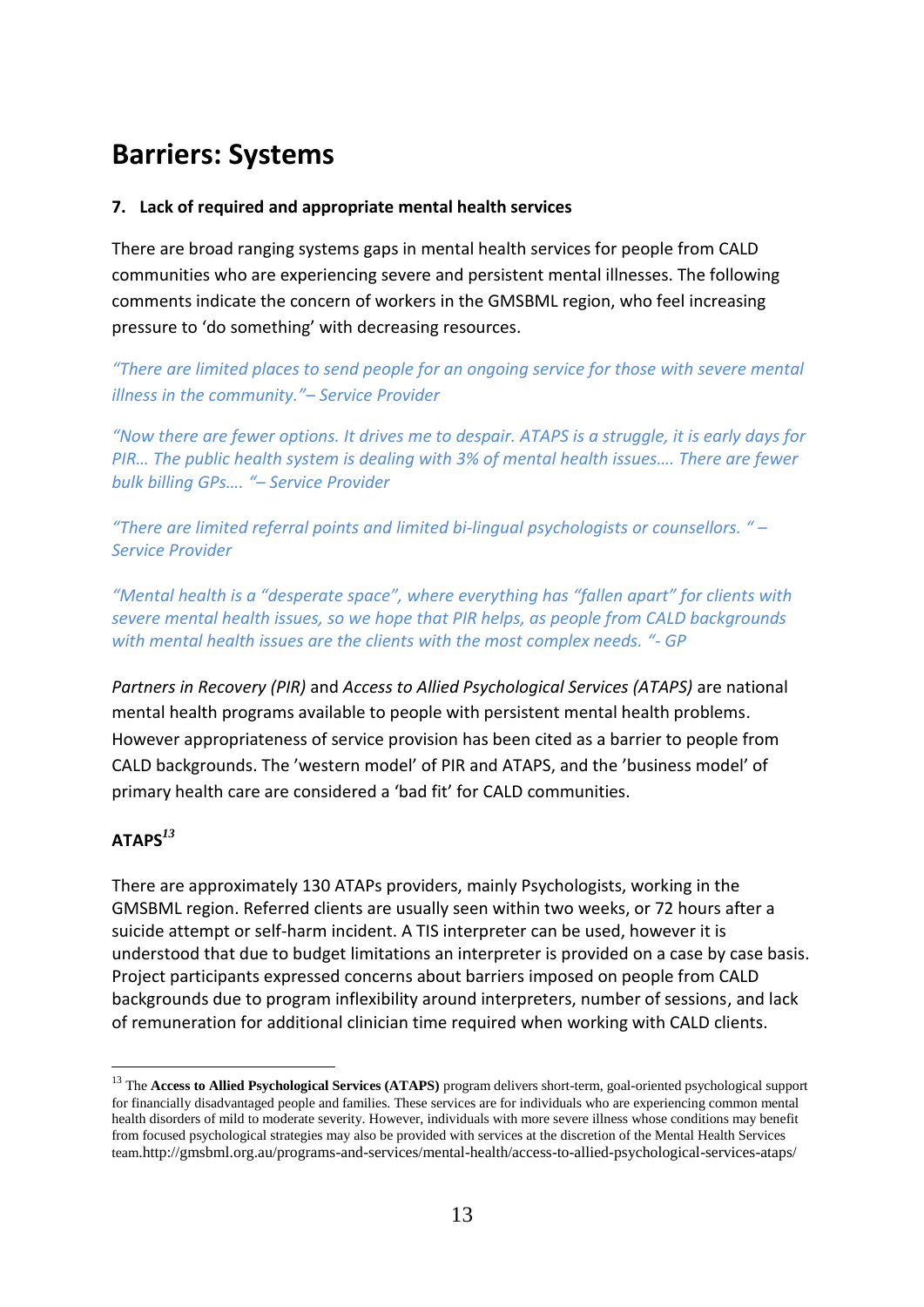# Barriers: Systems

**7. Lack of required and appropriate mental health services**

There are broad ranging systems gaps in mental health services for people from CALD communities who are experiencing severe and persistent mental illnesses. The following comments indicate the concern of workers in the GMSBML region, who feel increasing pressure to 'do something' with decreasing resources.

*"There are limited places to send people for an ongoing service for those with severe mental illness in the community."– Service Provider*

*"Now there are fewer options. It drives me to despair. ATAPS is a struggle, it is early days for PIR… The public health system is dealing with 3% of mental health issues…. There are fewer bulk billing GPs…. "– Service Provider*

*"There are limited referral points and limited bi-lingual psychologists or counsellors. " – Service Provider*

*"Mental health is a "desperate space", where everything has "fallen apart" for clients with severe mental health issues, so we hope that PIR helps, as people from CALD backgrounds with mental health issues are the clients with the most complex needs. "- GP*

*Partners in Recovery (PIR)* and *Access to Allied Psychological Services (ATAPS)* are national mental health programs available to people with persistent mental health problems. However appropriateness of service provision has been cited as a barrier to people from CALD backgrounds. The 'western model' of PIR and ATAPS, and the 'business model' of primary health care are considered a 'bad fit' for CALD communities.

**ATAPS**[13]

There are approximately 130 ATAPs providers, mainly Psychologists, working in the GMSBML region. Referred clients are usually seen within two weeks, or 72 hours after a suicide attempt or self-harm incident. A TIS interpreter can be used, however it is understood that due to budget limitations an interpreter is provided on a case by case basis. Project participants expressed concerns about barriers imposed on people from CALD backgrounds due to program inflexibility around interpreters, number of sessions, and lack of remuneration for additional clinician time required when working with CALD clients.

---

[13] The **Access to Allied Psychological Services (ATAPS)** program delivers short-term, goal-oriented psychological support for financially disadvantaged people and families. These services are for individuals who are experiencing common mental health disorders of mild to moderate severity. However, individuals with more severe illness whose conditions may benefit from focused psychological strategies may also be provided with services at the discretion of the Mental Health Services team.http://gmsbml.org.au/programs-and-services/mental-health/access-to-allied-psychological-services-ataps/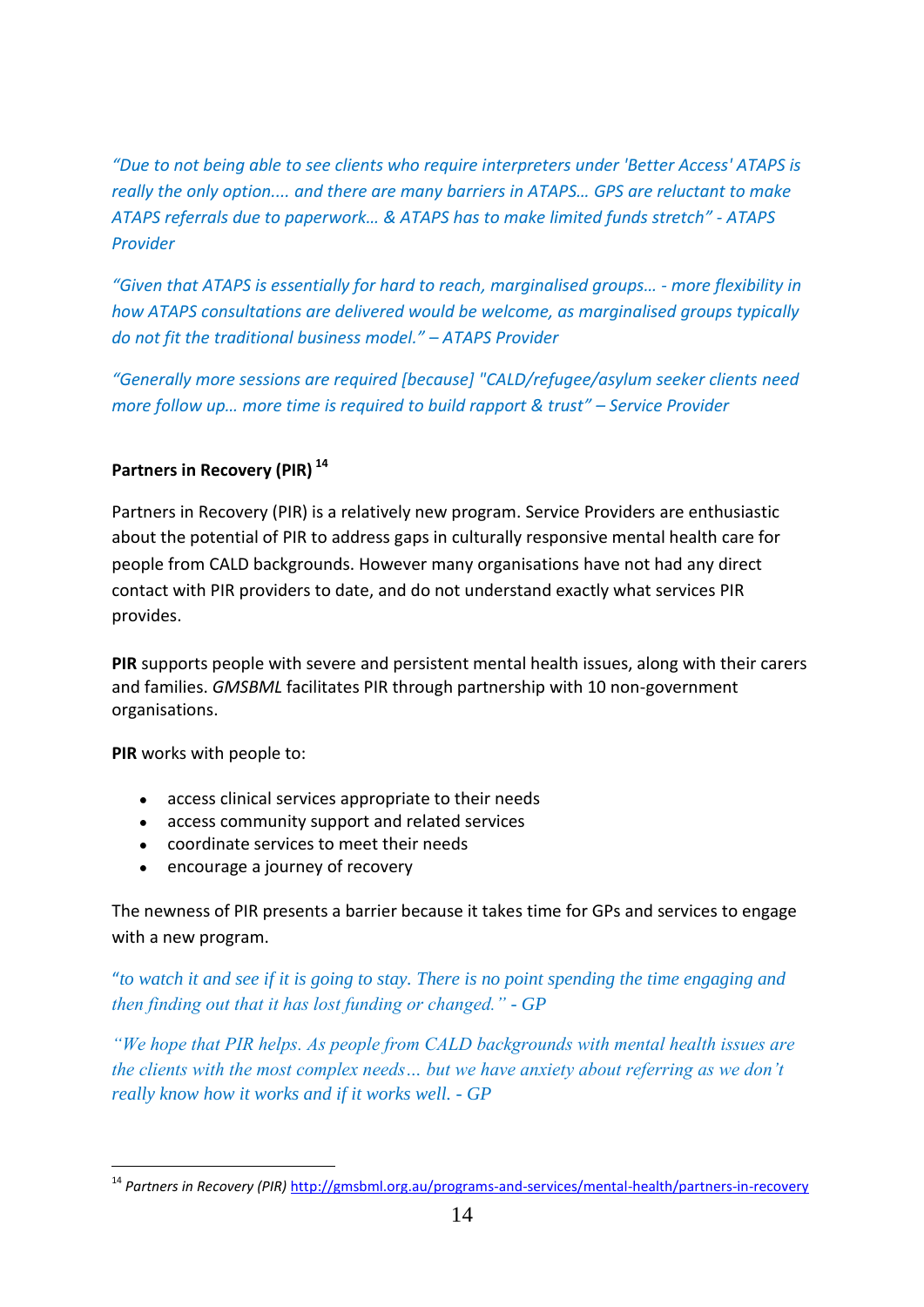*"Due to not being able to see clients who require interpreters under 'Better Access' ATAPS is really the only option.... and there are many barriers in ATAPS… GPS are reluctant to make ATAPS referrals due to paperwork… & ATAPS has to make limited funds stretch" - ATAPS Provider*

*"Given that ATAPS is essentially for hard to reach, marginalised groups… - more flexibility in how ATAPS consultations are delivered would be welcome, as marginalised groups typically do not fit the traditional business model." – ATAPS Provider*

*"Generally more sessions are required [because] "CALD/refugee/asylum seeker clients need more follow up… more time is required to build rapport & trust" – Service Provider*

**Partners in Recovery (PIR)** [14]

Partners in Recovery (PIR) is a relatively new program. Service Providers are enthusiastic about the potential of PIR to address gaps in culturally responsive mental health care for people from CALD backgrounds. However many organisations have not had any direct contact with PIR providers to date, and do not understand exactly what services PIR provides.

**PIR** supports people with severe and persistent mental health issues, along with their carers and families. *GMSBML* facilitates PIR through partnership with 10 non-government organisations.

**PIR** works with people to:

- access clinical services appropriate to their needs
- access community support and related services
- coordinate services to meet their needs
- encourage a journey of recovery

The newness of PIR presents a barrier because it takes time for GPs and services to engage with a new program.

*"to watch it and see if it is going to stay. There is no point spending the time engaging and then finding out that it has lost funding or changed." - GP*

*"We hope that PIR helps. As people from CALD backgrounds with mental health issues are the clients with the most complex needs… but we have anxiety about referring as we don't really know how it works and if it works well. - GP*

[14] *Partners in Recovery (PIR)* http://gmsbml.org.au/programs-and-services/mental-health/partners-in-recovery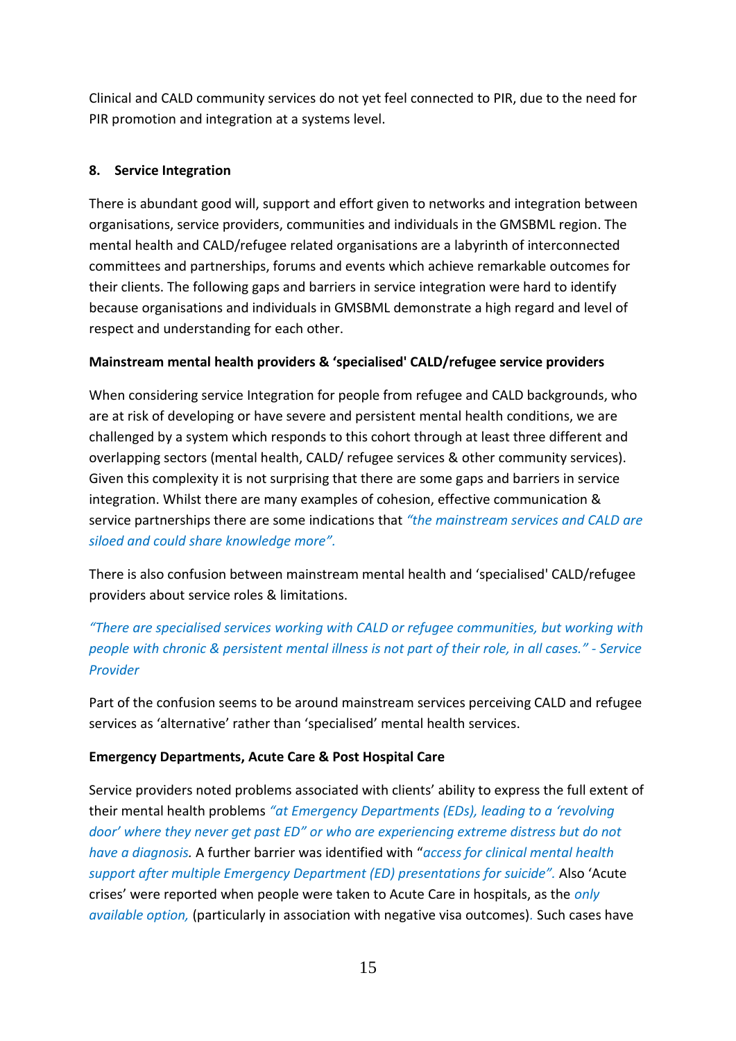Clinical and CALD community services do not yet feel connected to PIR, due to the need for PIR promotion and integration at a systems level.

## 8. Service Integration

There is abundant good will, support and effort given to networks and integration between organisations, service providers, communities and individuals in the GMSBML region. The mental health and CALD/refugee related organisations are a labyrinth of interconnected committees and partnerships, forums and events which achieve remarkable outcomes for their clients. The following gaps and barriers in service integration were hard to identify because organisations and individuals in GMSBML demonstrate a high regard and level of respect and understanding for each other.

### Mainstream mental health providers & 'specialised' CALD/refugee service providers

When considering service Integration for people from refugee and CALD backgrounds, who are at risk of developing or have severe and persistent mental health conditions, we are challenged by a system which responds to this cohort through at least three different and overlapping sectors (mental health, CALD/ refugee services & other community services). Given this complexity it is not surprising that there are some gaps and barriers in service integration. Whilst there are many examples of cohesion, effective communication & service partnerships there are some indications that *"the mainstream services and CALD are siloed and could share knowledge more".*

There is also confusion between mainstream mental health and 'specialised' CALD/refugee providers about service roles & limitations.

*"There are specialised services working with CALD or refugee communities, but working with people with chronic & persistent mental illness is not part of their role, in all cases." - Service Provider*

Part of the confusion seems to be around mainstream services perceiving CALD and refugee services as 'alternative' rather than 'specialised' mental health services.

### Emergency Departments, Acute Care & Post Hospital Care

Service providers noted problems associated with clients' ability to express the full extent of their mental health problems *"at Emergency Departments (EDs), leading to a 'revolving door' where they never get past ED" or who are experiencing extreme distress but do not have a diagnosis*. A further barrier was identified with "*access for clinical mental health support after multiple Emergency Department (ED) presentations for suicide".* Also 'Acute crises' were reported when people were taken to Acute Care in hospitals, as the *only available option,* (particularly in association with negative visa outcomes). Such cases have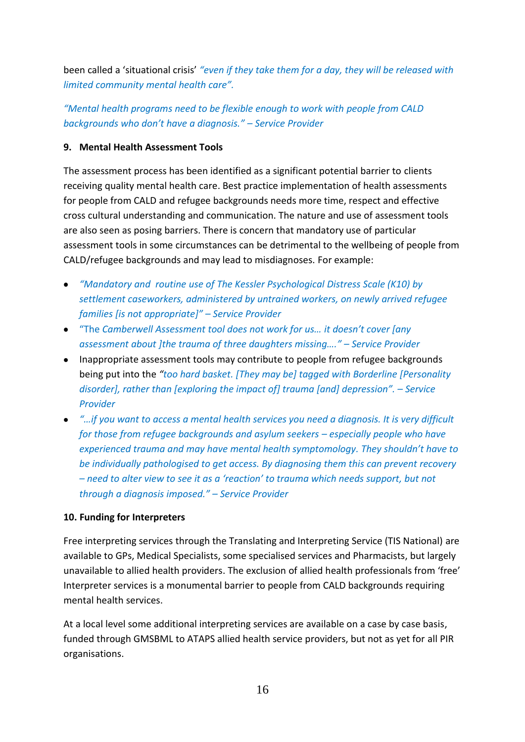been called a 'situational crisis' *"even if they take them for a day, they will be released with limited community mental health care".*

*"Mental health programs need to be flexible enough to work with people from CALD backgrounds who don't have a diagnosis." – Service Provider*

**9. Mental Health Assessment Tools**

The assessment process has been identified as a significant potential barrier to clients receiving quality mental health care. Best practice implementation of health assessments for people from CALD and refugee backgrounds needs more time, respect and effective cross cultural understanding and communication. The nature and use of assessment tools are also seen as posing barriers. There is concern that mandatory use of particular assessment tools in some circumstances can be detrimental to the wellbeing of people from CALD/refugee backgrounds and may lead to misdiagnoses. For example:

- *"Mandatory and routine use of The Kessler Psychological Distress Scale (K10) by settlement caseworkers, administered by untrained workers, on newly arrived refugee families [is not appropriate]" – Service Provider*
- "The *Camberwell Assessment tool does not work for us… it doesn't cover [any assessment about ]the trauma of three daughters missing…." – Service Provider*
- Inappropriate assessment tools may contribute to people from refugee backgrounds being put into the *"too hard basket. [They may be] tagged with Borderline [Personality disorder], rather than [exploring the impact of] trauma [and] depression". – Service Provider*
- *"…if you want to access a mental health services you need a diagnosis. It is very difficult for those from refugee backgrounds and asylum seekers – especially people who have experienced trauma and may have mental health symptomology. They shouldn't have to be individually pathologised to get access. By diagnosing them this can prevent recovery – need to alter view to see it as a 'reaction' to trauma which needs support, but not through a diagnosis imposed." – Service Provider*

**10. Funding for Interpreters**

Free interpreting services through the Translating and Interpreting Service (TIS National) are available to GPs, Medical Specialists, some specialised services and Pharmacists, but largely unavailable to allied health providers. The exclusion of allied health professionals from 'free' Interpreter services is a monumental barrier to people from CALD backgrounds requiring mental health services.

At a local level some additional interpreting services are available on a case by case basis, funded through GMSBML to ATAPS allied health service providers, but not as yet for all PIR organisations.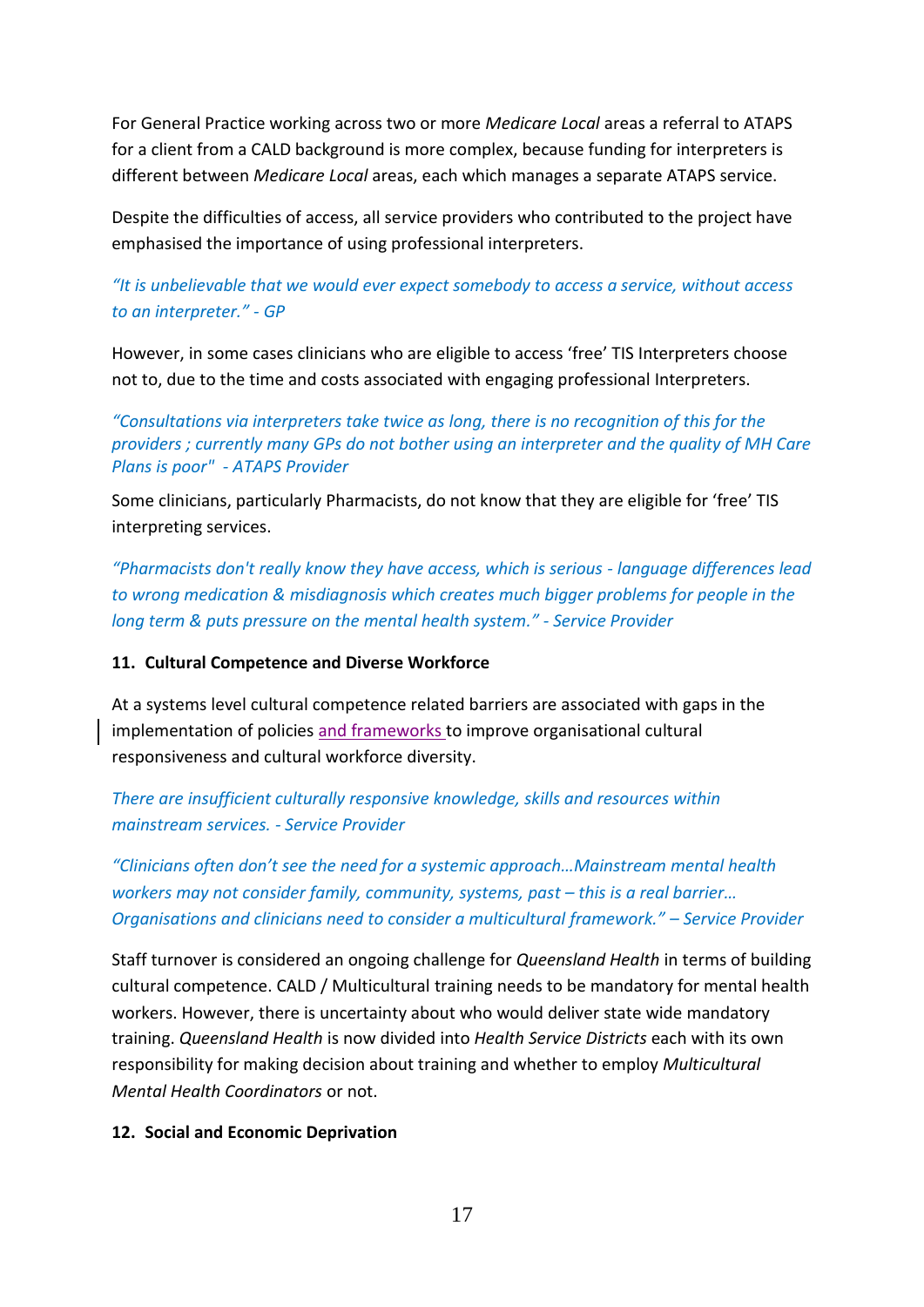For General Practice working across two or more *Medicare Local* areas a referral to ATAPS for a client from a CALD background is more complex, because funding for interpreters is different between *Medicare Local* areas, each which manages a separate ATAPS service.

Despite the difficulties of access, all service providers who contributed to the project have emphasised the importance of using professional interpreters.

*"It is unbelievable that we would ever expect somebody to access a service, without access to an interpreter." - GP*

However, in some cases clinicians who are eligible to access 'free' TIS Interpreters choose not to, due to the time and costs associated with engaging professional Interpreters.

*"Consultations via interpreters take twice as long, there is no recognition of this for the providers ; currently many GPs do not bother using an interpreter and the quality of MH Care Plans is poor" - ATAPS Provider*

Some clinicians, particularly Pharmacists, do not know that they are eligible for 'free' TIS interpreting services.

*"Pharmacists don't really know they have access, which is serious - language differences lead to wrong medication & misdiagnosis which creates much bigger problems for people in the long term & puts pressure on the mental health system." - Service Provider*

**11. Cultural Competence and Diverse Workforce**

At a systems level cultural competence related barriers are associated with gaps in the implementation of policies and frameworks to improve organisational cultural responsiveness and cultural workforce diversity.

*There are insufficient culturally responsive knowledge, skills and resources within mainstream services. - Service Provider*

*"Clinicians often don't see the need for a systemic approach…Mainstream mental health workers may not consider family, community, systems, past – this is a real barrier… Organisations and clinicians need to consider a multicultural framework." – Service Provider*

Staff turnover is considered an ongoing challenge for *Queensland Health* in terms of building cultural competence. CALD / Multicultural training needs to be mandatory for mental health workers. However, there is uncertainty about who would deliver state wide mandatory training. *Queensland Health* is now divided into *Health Service Districts* each with its own responsibility for making decision about training and whether to employ *Multicultural Mental Health Coordinators* or not.

**12. Social and Economic Deprivation**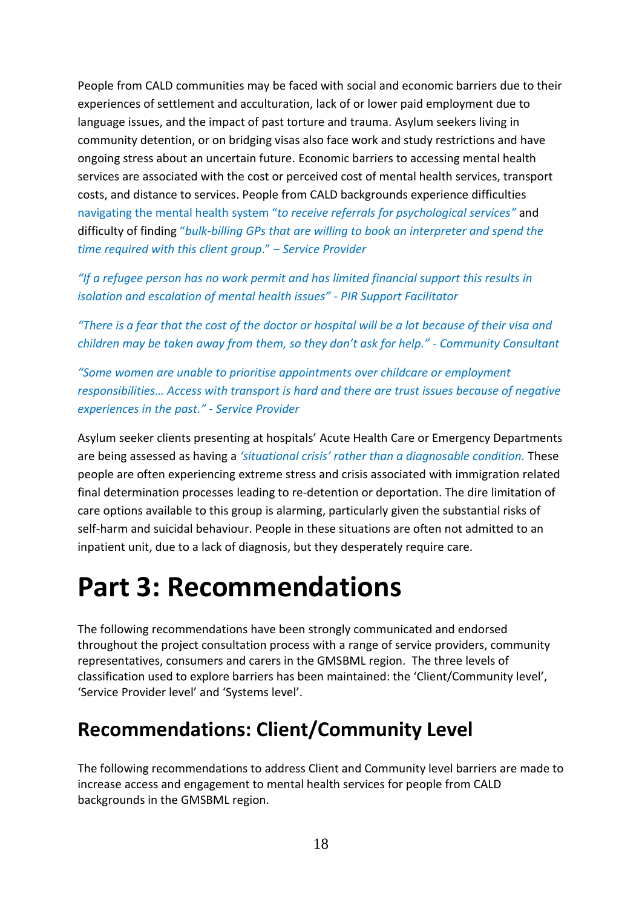People from CALD communities may be faced with social and economic barriers due to their experiences of settlement and acculturation, lack of or lower paid employment due to language issues, and the impact of past torture and trauma. Asylum seekers living in community detention, or on bridging visas also face work and study restrictions and have ongoing stress about an uncertain future. Economic barriers to accessing mental health services are associated with the cost or perceived cost of mental health services, transport costs, and distance to services. People from CALD backgrounds experience difficulties navigating the mental health system "*to receive referrals for psychological services*" and difficulty of finding "*bulk-billing GPs that are willing to book an interpreter and spend the time required with this client group*." *– Service Provider*

*"If a refugee person has no work permit and has limited financial support this results in isolation and escalation of mental health issues" - PIR Support Facilitator*

*"There is a fear that the cost of the doctor or hospital will be a lot because of their visa and children may be taken away from them, so they don't ask for help." - Community Consultant*

*"Some women are unable to prioritise appointments over childcare or employment responsibilities… Access with transport is hard and there are trust issues because of negative experiences in the past." - Service Provider*

Asylum seeker clients presenting at hospitals' Acute Health Care or Emergency Departments are being assessed as having a *'situational crisis' rather than a diagnosable condition.* These people are often experiencing extreme stress and crisis associated with immigration related final determination processes leading to re-detention or deportation. The dire limitation of care options available to this group is alarming, particularly given the substantial risks of self-harm and suicidal behaviour. People in these situations are often not admitted to an inpatient unit, due to a lack of diagnosis, but they desperately require care.

# Part 3: Recommendations

The following recommendations have been strongly communicated and endorsed throughout the project consultation process with a range of service providers, community representatives, consumers and carers in the GMSBML region. The three levels of classification used to explore barriers has been maintained: the 'Client/Community level', 'Service Provider level' and 'Systems level'.

## Recommendations: Client/Community Level

The following recommendations to address Client and Community level barriers are made to increase access and engagement to mental health services for people from CALD backgrounds in the GMSBML region.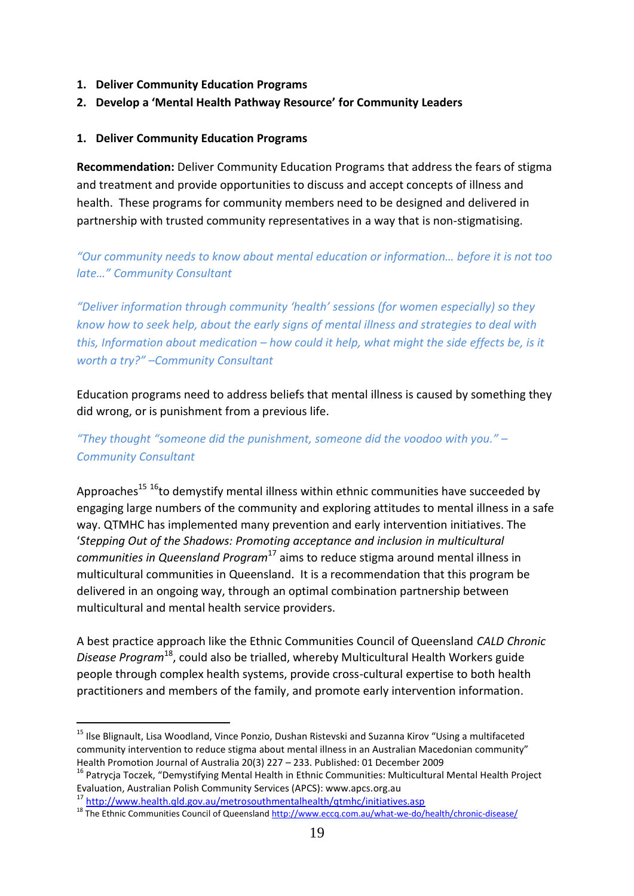1. **Deliver Community Education Programs**
2. **Develop a 'Mental Health Pathway Resource' for Community Leaders**

### 1. Deliver Community Education Programs

**Recommendation:** Deliver Community Education Programs that address the fears of stigma and treatment and provide opportunities to discuss and accept concepts of illness and health. These programs for community members need to be designed and delivered in partnership with trusted community representatives in a way that is non-stigmatising.

*"Our community needs to know about mental education or information… before it is not too late…" Community Consultant*

*"Deliver information through community 'health' sessions (for women especially) so they know how to seek help, about the early signs of mental illness and strategies to deal with this, Information about medication – how could it help, what might the side effects be, is it worth a try?" –Community Consultant*

Education programs need to address beliefs that mental illness is caused by something they did wrong, or is punishment from a previous life.

*"They thought "someone did the punishment, someone did the voodoo with you." – Community Consultant*

Approaches[15] [16]to demystify mental illness within ethnic communities have succeeded by engaging large numbers of the community and exploring attitudes to mental illness in a safe way. QTMHC has implemented many prevention and early intervention initiatives. The '*Stepping Out of the Shadows: Promoting acceptance and inclusion in multicultural communities in Queensland Program*[17] aims to reduce stigma around mental illness in multicultural communities in Queensland. It is a recommendation that this program be delivered in an ongoing way, through an optimal combination partnership between multicultural and mental health service providers.

A best practice approach like the Ethnic Communities Council of Queensland *CALD Chronic Disease Program*[18], could also be trialled, whereby Multicultural Health Workers guide people through complex health systems, provide cross-cultural expertise to both health practitioners and members of the family, and promote early intervention information.

---

[15] Ilse Blignault, Lisa Woodland, Vince Ponzio, Dushan Ristevski and Suzanna Kirov "Using a multifaceted community intervention to reduce stigma about mental illness in an Australian Macedonian community" Health Promotion Journal of Australia 20(3) 227 – 233. Published: 01 December 2009

[16] Patrycja Toczek, "Demystifying Mental Health in Ethnic Communities: Multicultural Mental Health Project Evaluation, Australian Polish Community Services (APCS): www.apcs.org.au

[17] http://www.health.qld.gov.au/metrosouthmentalhealth/qtmhc/initiatives.asp

[18] The Ethnic Communities Council of Queensland http://www.eccq.com.au/what-we-do/health/chronic-disease/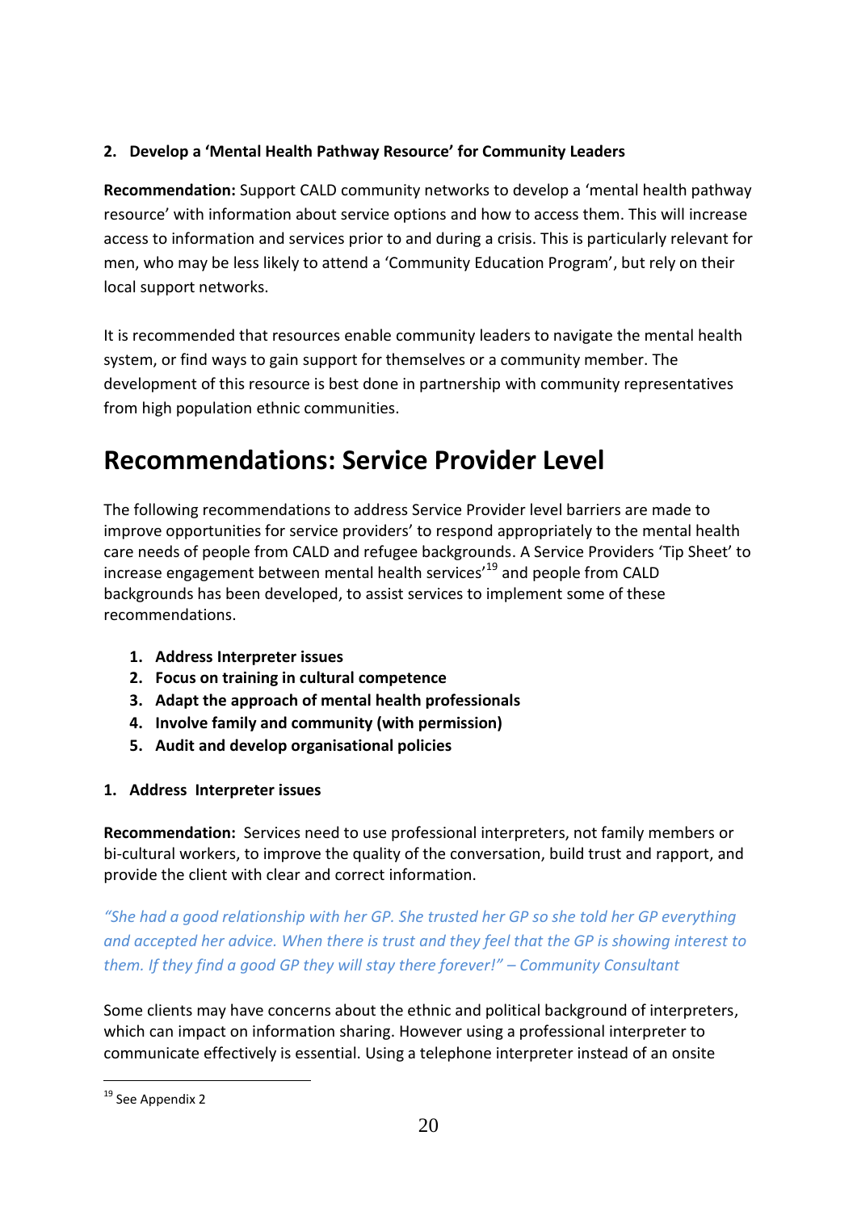### 2. Develop a 'Mental Health Pathway Resource' for Community Leaders

**Recommendation:** Support CALD community networks to develop a 'mental health pathway resource' with information about service options and how to access them. This will increase access to information and services prior to and during a crisis. This is particularly relevant for men, who may be less likely to attend a 'Community Education Program', but rely on their local support networks.

It is recommended that resources enable community leaders to navigate the mental health system, or find ways to gain support for themselves or a community member. The development of this resource is best done in partnership with community representatives from high population ethnic communities.

# Recommendations: Service Provider Level

The following recommendations to address Service Provider level barriers are made to improve opportunities for service providers' to respond appropriately to the mental health care needs of people from CALD and refugee backgrounds. A Service Providers 'Tip Sheet' to increase engagement between mental health services'[19] and people from CALD backgrounds has been developed, to assist services to implement some of these recommendations.

1. **Address Interpreter issues**
2. **Focus on training in cultural competence**
3. **Adapt the approach of mental health professionals**
4. **Involve family and community (with permission)**
5. **Audit and develop organisational policies**

### 1. Address Interpreter issues

**Recommendation:** Services need to use professional interpreters, not family members or bi-cultural workers, to improve the quality of the conversation, build trust and rapport, and provide the client with clear and correct information.

*"She had a good relationship with her GP. She trusted her GP so she told her GP everything and accepted her advice. When there is trust and they feel that the GP is showing interest to them. If they find a good GP they will stay there forever!" – Community Consultant*

Some clients may have concerns about the ethnic and political background of interpreters, which can impact on information sharing. However using a professional interpreter to communicate effectively is essential. Using a telephone interpreter instead of an onsite

---

[19] See Appendix 2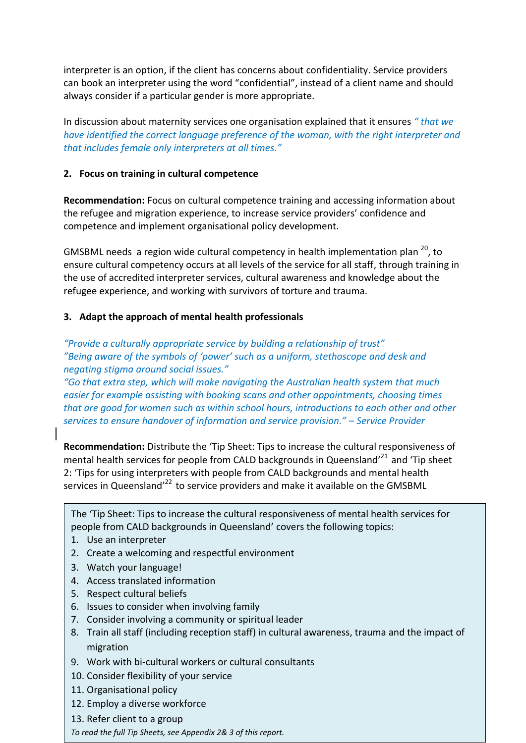interpreter is an option, if the client has concerns about confidentiality. Service providers can book an interpreter using the word "confidential", instead of a client name and should always consider if a particular gender is more appropriate.

In discussion about maternity services one organisation explained that it ensures *" that we have identified the correct language preference of the woman, with the right interpreter and that includes female only interpreters at all times."*

**2. Focus on training in cultural competence**

**Recommendation:** Focus on cultural competence training and accessing information about the refugee and migration experience, to increase service providers' confidence and competence and implement organisational policy development.

GMSBML needs a region wide cultural competency in health implementation plan [20], to ensure cultural competency occurs at all levels of the service for all staff, through training in the use of accredited interpreter services, cultural awareness and knowledge about the refugee experience, and working with survivors of torture and trauma.

**3. Adapt the approach of mental health professionals**

*"Provide a culturally appropriate service by building a relationship of trust"*
*"Being aware of the symbols of 'power' such as a uniform, stethoscope and desk and negating stigma around social issues."*
*"Go that extra step, which will make navigating the Australian health system that much easier for example assisting with booking scans and other appointments, choosing times that are good for women such as within school hours, introductions to each other and other services to ensure handover of information and service provision." – Service Provider*

**Recommendation:** Distribute the 'Tip Sheet: Tips to increase the cultural responsiveness of mental health services for people from CALD backgrounds in Queensland'[21] and 'Tip sheet 2: 'Tips for using interpreters with people from CALD backgrounds and mental health services in Queensland'[22] to service providers and make it available on the GMSBML

The 'Tip Sheet: Tips to increase the cultural responsiveness of mental health services for people from CALD backgrounds in Queensland' covers the following topics:

1. Use an interpreter
2. Create a welcoming and respectful environment
3. Watch your language!
4. Access translated information
5. Respect cultural beliefs
6. Issues to consider when involving family
7. Consider involving a community or spiritual leader
8. Train all staff (including reception staff) in cultural awareness, trauma and the impact of migration
9. Work with bi-cultural workers or cultural consultants
10. Consider flexibility of your service
11. Organisational policy
12. Employ a diverse workforce
13. Refer client to a group

*To read the full Tip Sheets, see Appendix 2& 3 of this report.*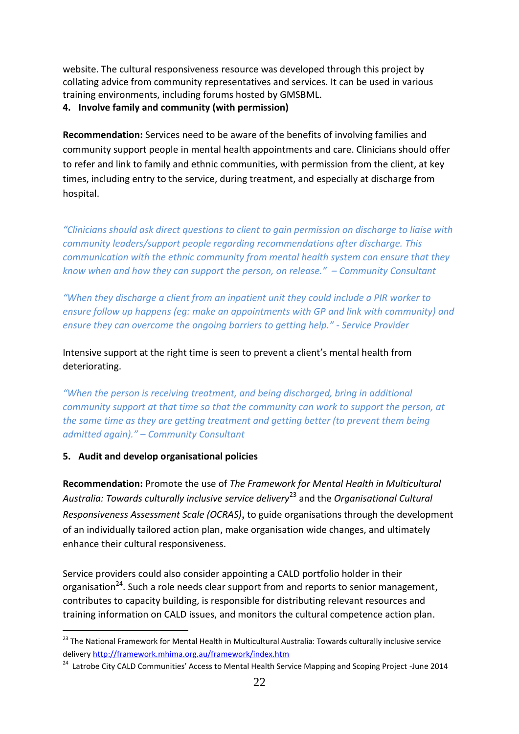website. The cultural responsiveness resource was developed through this project by collating advice from community representatives and services. It can be used in various training environments, including forums hosted by GMSBML.

**4. Involve family and community (with permission)**

**Recommendation:** Services need to be aware of the benefits of involving families and community support people in mental health appointments and care. Clinicians should offer to refer and link to family and ethnic communities, with permission from the client, at key times, including entry to the service, during treatment, and especially at discharge from hospital.

*"Clinicians should ask direct questions to client to gain permission on discharge to liaise with community leaders/support people regarding recommendations after discharge. This communication with the ethnic community from mental health system can ensure that they know when and how they can support the person, on release." – Community Consultant*

*"When they discharge a client from an inpatient unit they could include a PIR worker to ensure follow up happens (eg: make an appointments with GP and link with community) and ensure they can overcome the ongoing barriers to getting help." - Service Provider*

Intensive support at the right time is seen to prevent a client's mental health from deteriorating.

*"When the person is receiving treatment, and being discharged, bring in additional community support at that time so that the community can work to support the person, at the same time as they are getting treatment and getting better (to prevent them being admitted again)." – Community Consultant*

**5. Audit and develop organisational policies**

**Recommendation:** Promote the use of *The Framework for Mental Health in Multicultural Australia: Towards culturally inclusive service delivery*[23] and the *Organisational Cultural Responsiveness Assessment Scale (OCRAS)*, to guide organisations through the development of an individually tailored action plan, make organisation wide changes, and ultimately enhance their cultural responsiveness.

Service providers could also consider appointing a CALD portfolio holder in their organisation[24]. Such a role needs clear support from and reports to senior management, contributes to capacity building, is responsible for distributing relevant resources and training information on CALD issues, and monitors the cultural competence action plan.

---

[23] The National Framework for Mental Health in Multicultural Australia: Towards culturally inclusive service delivery http://framework.mhima.org.au/framework/index.htm

[24] Latrobe City CALD Communities' Access to Mental Health Service Mapping and Scoping Project -June 2014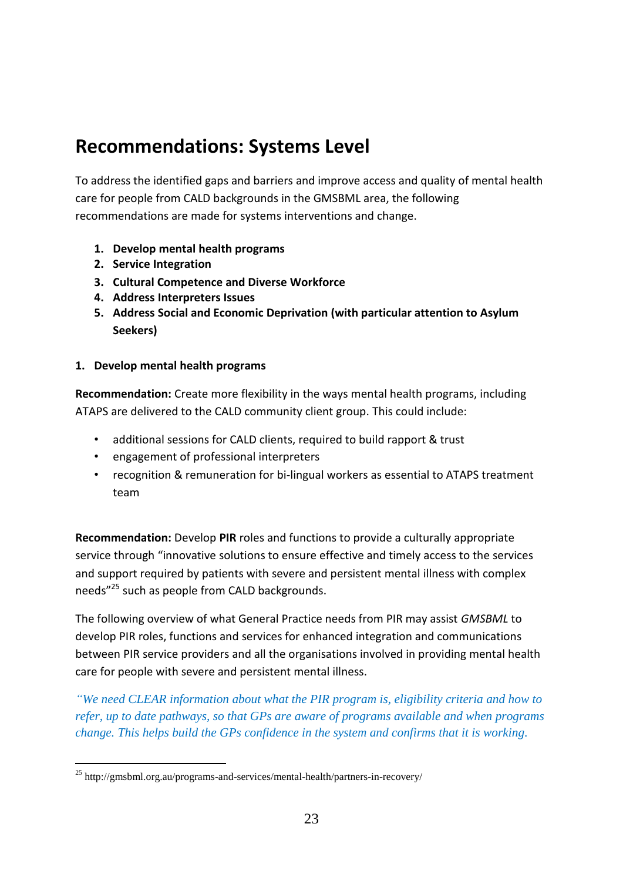## Recommendations: Systems Level

To address the identified gaps and barriers and improve access and quality of mental health care for people from CALD backgrounds in the GMSBML area, the following recommendations are made for systems interventions and change.

1. **Develop mental health programs**
2. **Service Integration**
3. **Cultural Competence and Diverse Workforce**
4. **Address Interpreters Issues**
5. **Address Social and Economic Deprivation (with particular attention to Asylum Seekers)**

**1. Develop mental health programs**

**Recommendation:** Create more flexibility in the ways mental health programs, including ATAPS are delivered to the CALD community client group. This could include:

- additional sessions for CALD clients, required to build rapport & trust
- engagement of professional interpreters
- recognition & remuneration for bi-lingual workers as essential to ATAPS treatment team

**Recommendation:** Develop **PIR** roles and functions to provide a culturally appropriate service through "innovative solutions to ensure effective and timely access to the services and support required by patients with severe and persistent mental illness with complex needs"[25] such as people from CALD backgrounds.

The following overview of what General Practice needs from PIR may assist *GMSBML* to develop PIR roles, functions and services for enhanced integration and communications between PIR service providers and all the organisations involved in providing mental health care for people with severe and persistent mental illness.

*"We need CLEAR information about what the PIR program is, eligibility criteria and how to refer, up to date pathways, so that GPs are aware of programs available and when programs change. This helps build the GPs confidence in the system and confirms that it is working.*

[25] http://gmsbml.org.au/programs-and-services/mental-health/partners-in-recovery/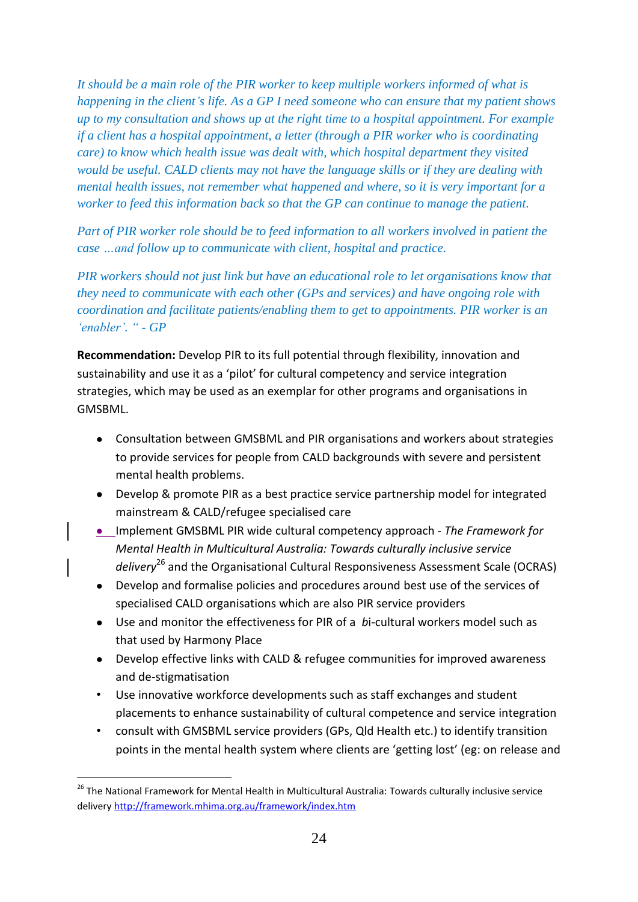*It should be a main role of the PIR worker to keep multiple workers informed of what is happening in the client's life. As a GP I need someone who can ensure that my patient shows up to my consultation and shows up at the right time to a hospital appointment. For example if a client has a hospital appointment, a letter (through a PIR worker who is coordinating care) to know which health issue was dealt with, which hospital department they visited would be useful. CALD clients may not have the language skills or if they are dealing with mental health issues, not remember what happened and where, so it is very important for a worker to feed this information back so that the GP can continue to manage the patient.*

*Part of PIR worker role should be to feed information to all workers involved in patient the case …and follow up to communicate with client, hospital and practice.*

*PIR workers should not just link but have an educational role to let organisations know that they need to communicate with each other (GPs and services) and have ongoing role with coordination and facilitate patients/enabling them to get to appointments. PIR worker is an 'enabler'. " - GP*

**Recommendation:** Develop PIR to its full potential through flexibility, innovation and sustainability and use it as a 'pilot' for cultural competency and service integration strategies, which may be used as an exemplar for other programs and organisations in GMSBML.

- Consultation between GMSBML and PIR organisations and workers about strategies to provide services for people from CALD backgrounds with severe and persistent mental health problems.
- Develop & promote PIR as a best practice service partnership model for integrated mainstream & CALD/refugee specialised care
- Implement GMSBML PIR wide cultural competency approach - *The Framework for Mental Health in Multicultural Australia: Towards culturally inclusive service delivery*[26] and the Organisational Cultural Responsiveness Assessment Scale (OCRAS)
- Develop and formalise policies and procedures around best use of the services of specialised CALD organisations which are also PIR service providers
- Use and monitor the effectiveness for PIR of a *b*i-cultural workers model such as that used by Harmony Place
- Develop effective links with CALD & refugee communities for improved awareness and de-stigmatisation
- Use innovative workforce developments such as staff exchanges and student placements to enhance sustainability of cultural competence and service integration
- consult with GMSBML service providers (GPs, Qld Health etc.) to identify transition points in the mental health system where clients are 'getting lost' (eg: on release and

[26] The National Framework for Mental Health in Multicultural Australia: Towards culturally inclusive service delivery http://framework.mhima.org.au/framework/index.htm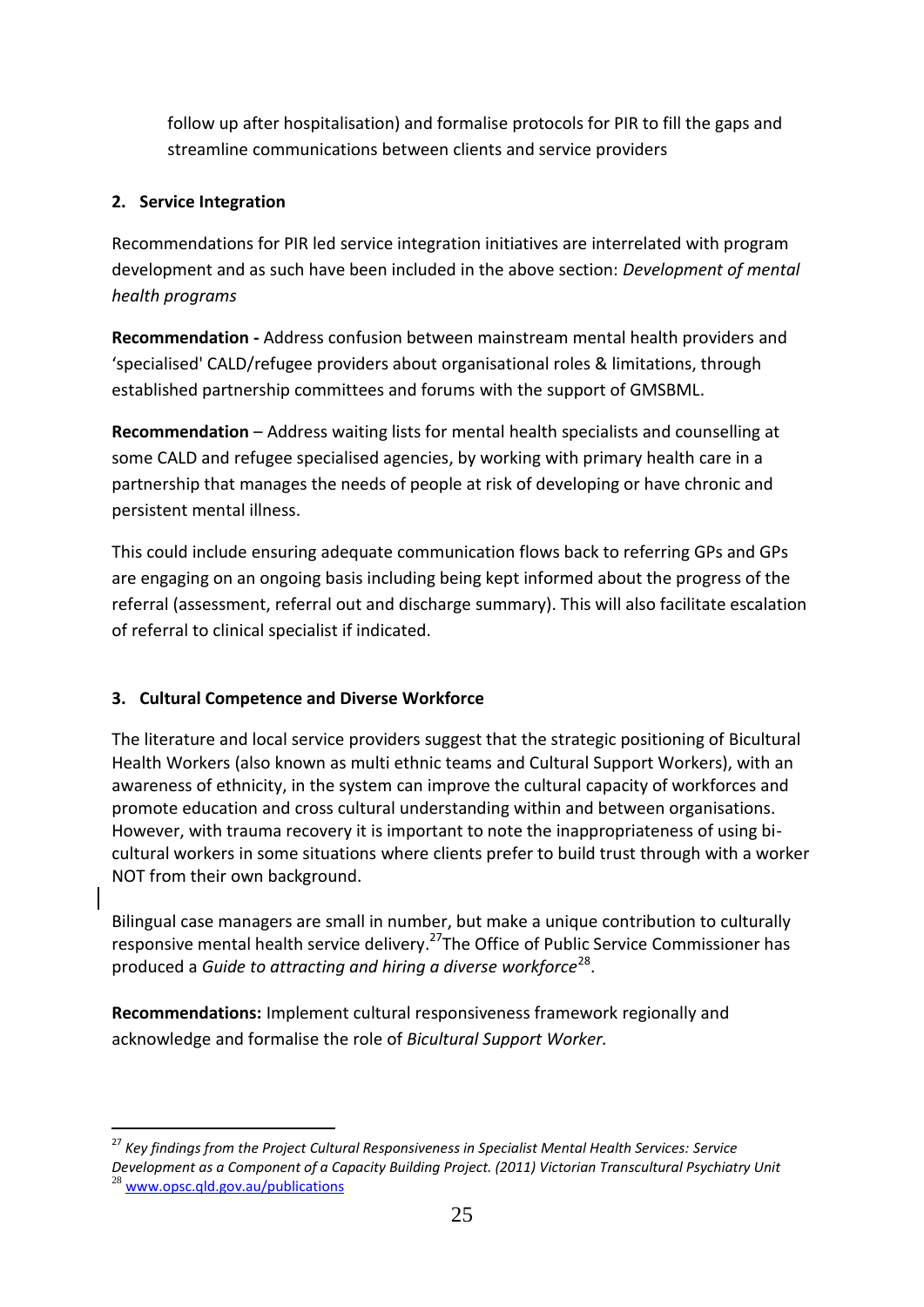follow up after hospitalisation) and formalise protocols for PIR to fill the gaps and streamline communications between clients and service providers

**2. Service Integration**

Recommendations for PIR led service integration initiatives are interrelated with program development and as such have been included in the above section: *Development of mental health programs*

**Recommendation -** Address confusion between mainstream mental health providers and 'specialised' CALD/refugee providers about organisational roles & limitations, through established partnership committees and forums with the support of GMSBML.

**Recommendation** – Address waiting lists for mental health specialists and counselling at some CALD and refugee specialised agencies, by working with primary health care in a partnership that manages the needs of people at risk of developing or have chronic and persistent mental illness.

This could include ensuring adequate communication flows back to referring GPs and GPs are engaging on an ongoing basis including being kept informed about the progress of the referral (assessment, referral out and discharge summary). This will also facilitate escalation of referral to clinical specialist if indicated.

**3. Cultural Competence and Diverse Workforce**

The literature and local service providers suggest that the strategic positioning of Bicultural Health Workers (also known as multi ethnic teams and Cultural Support Workers), with an awareness of ethnicity, in the system can improve the cultural capacity of workforces and promote education and cross cultural understanding within and between organisations. However, with trauma recovery it is important to note the inappropriateness of using bi-cultural workers in some situations where clients prefer to build trust through with a worker NOT from their own background.

Bilingual case managers are small in number, but make a unique contribution to culturally responsive mental health service delivery.[27] The Office of Public Service Commissioner has produced a *Guide to attracting and hiring a diverse workforce*[28].

**Recommendations:** Implement cultural responsiveness framework regionally and acknowledge and formalise the role of *Bicultural Support Worker.*

---

[27] *Key findings from the Project Cultural Responsiveness in Specialist Mental Health Services: Service Development as a Component of a Capacity Building Project. (2011) Victorian Transcultural Psychiatry Unit*

[28] www.opsc.qld.gov.au/publications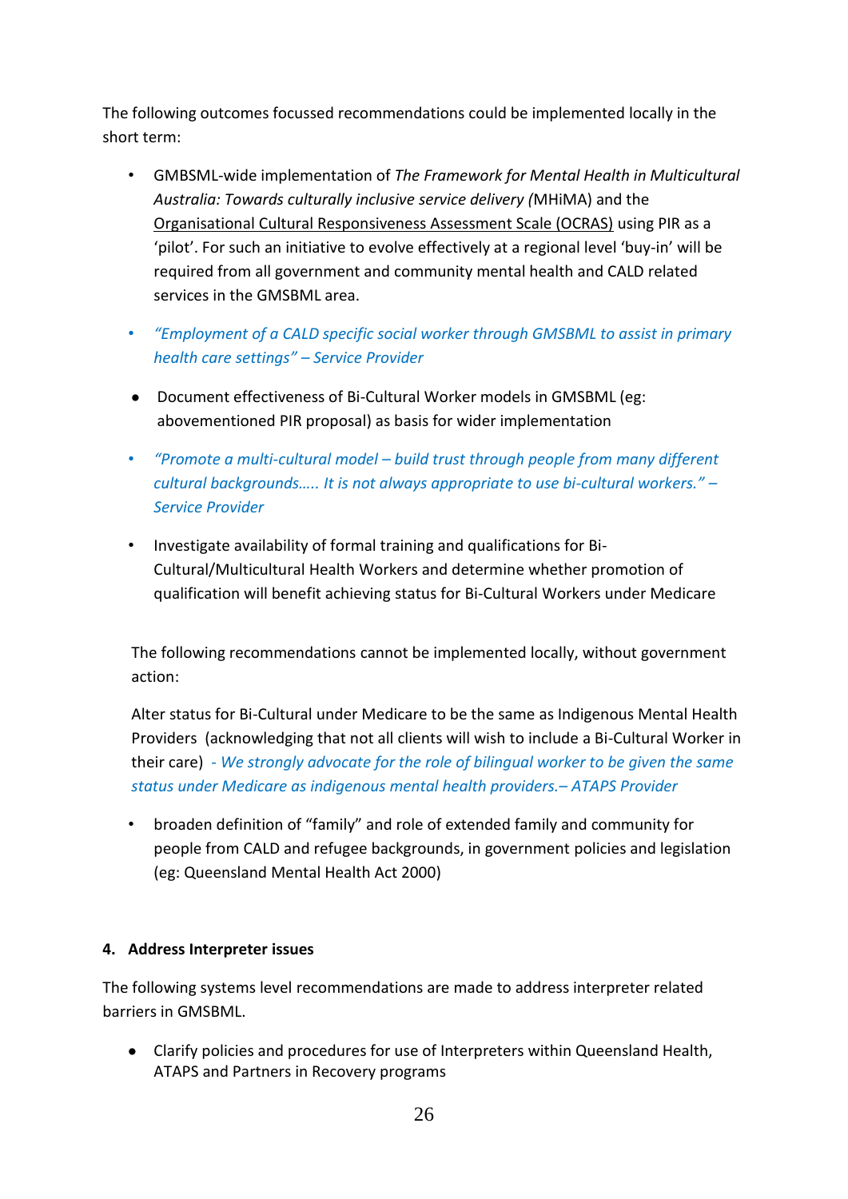The following outcomes focussed recommendations could be implemented locally in the short term:

- GMBSML-wide implementation of *The Framework for Mental Health in Multicultural Australia: Towards culturally inclusive service delivery (*MHiMA) and the Organisational Cultural Responsiveness Assessment Scale (OCRAS) using PIR as a 'pilot'. For such an initiative to evolve effectively at a regional level 'buy-in' will be required from all government and community mental health and CALD related services in the GMSBML area.
- *"Employment of a CALD specific social worker through GMSBML to assist in primary health care settings" – Service Provider*
- Document effectiveness of Bi-Cultural Worker models in GMSBML (eg: abovementioned PIR proposal) as basis for wider implementation
- *"Promote a multi-cultural model – build trust through people from many different cultural backgrounds….. It is not always appropriate to use bi-cultural workers." – Service Provider*
- Investigate availability of formal training and qualifications for Bi-Cultural/Multicultural Health Workers and determine whether promotion of qualification will benefit achieving status for Bi-Cultural Workers under Medicare

The following recommendations cannot be implemented locally, without government action:

Alter status for Bi-Cultural under Medicare to be the same as Indigenous Mental Health Providers (acknowledging that not all clients will wish to include a Bi-Cultural Worker in their care) *- We strongly advocate for the role of bilingual worker to be given the same status under Medicare as indigenous mental health providers.– ATAPS Provider*

- broaden definition of "family" and role of extended family and community for people from CALD and refugee backgrounds, in government policies and legislation (eg: Queensland Mental Health Act 2000)

**4. Address Interpreter issues**

The following systems level recommendations are made to address interpreter related barriers in GMSBML.

- Clarify policies and procedures for use of Interpreters within Queensland Health, ATAPS and Partners in Recovery programs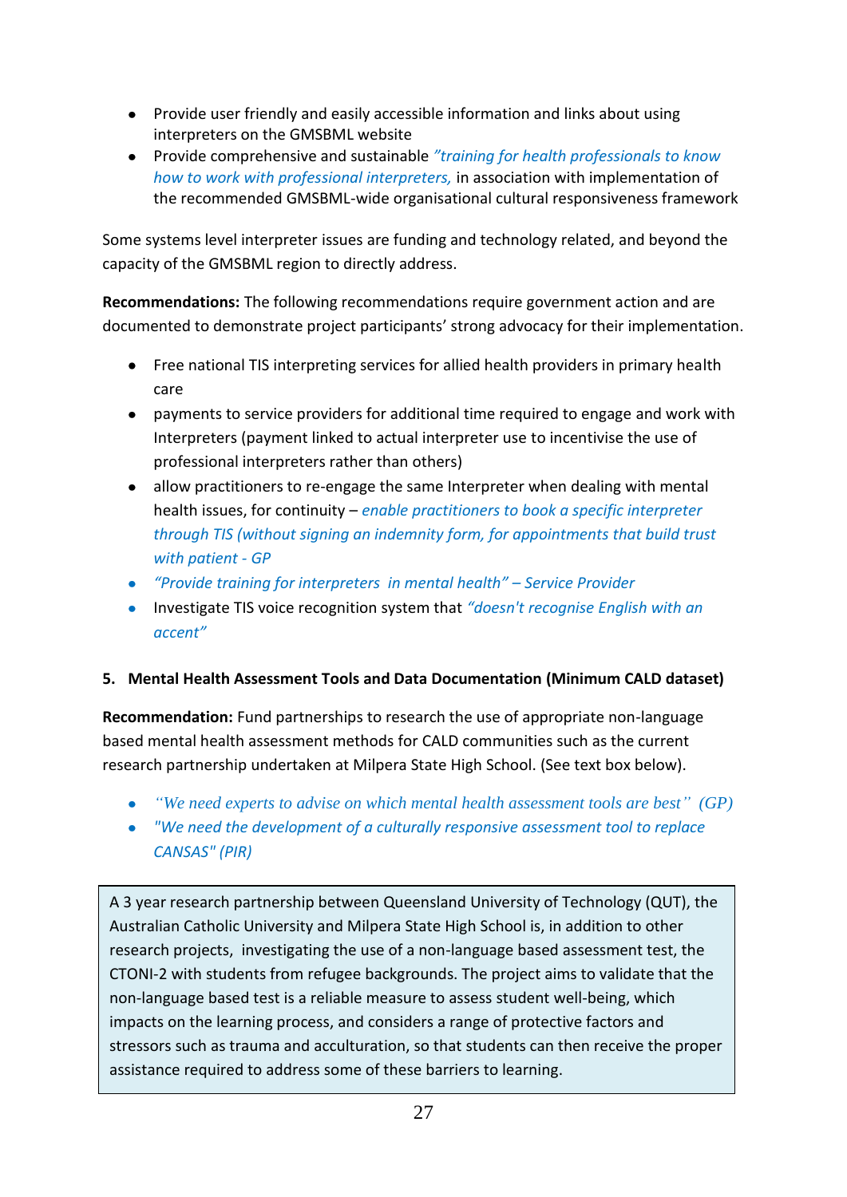- Provide user friendly and easily accessible information and links about using interpreters on the GMSBML website
- Provide comprehensive and sustainable *"training for health professionals to know how to work with professional interpreters,* in association with implementation of the recommended GMSBML-wide organisational cultural responsiveness framework

Some systems level interpreter issues are funding and technology related, and beyond the capacity of the GMSBML region to directly address.

**Recommendations:** The following recommendations require government action and are documented to demonstrate project participants' strong advocacy for their implementation.

- Free national TIS interpreting services for allied health providers in primary health care
- payments to service providers for additional time required to engage and work with Interpreters (payment linked to actual interpreter use to incentivise the use of professional interpreters rather than others)
- allow practitioners to re-engage the same Interpreter when dealing with mental health issues, for continuity – *enable practitioners to book a specific interpreter through TIS (without signing an indemnity form, for appointments that build trust with patient - GP*
- *"Provide training for interpreters in mental health" – Service Provider*
- Investigate TIS voice recognition system that *"doesn't recognise English with an accent"*

### 5. Mental Health Assessment Tools and Data Documentation (Minimum CALD dataset)

**Recommendation:** Fund partnerships to research the use of appropriate non-language based mental health assessment methods for CALD communities such as the current research partnership undertaken at Milpera State High School. (See text box below).

- *"We need experts to advise on which mental health assessment tools are best" (GP)*
- *"We need the development of a culturally responsive assessment tool to replace CANSAS" (PIR)*

> A 3 year research partnership between Queensland University of Technology (QUT), the Australian Catholic University and Milpera State High School is, in addition to other research projects, investigating the use of a non-language based assessment test, the CTONI-2 with students from refugee backgrounds. The project aims to validate that the non-language based test is a reliable measure to assess student well-being, which impacts on the learning process, and considers a range of protective factors and stressors such as trauma and acculturation, so that students can then receive the proper assistance required to address some of these barriers to learning.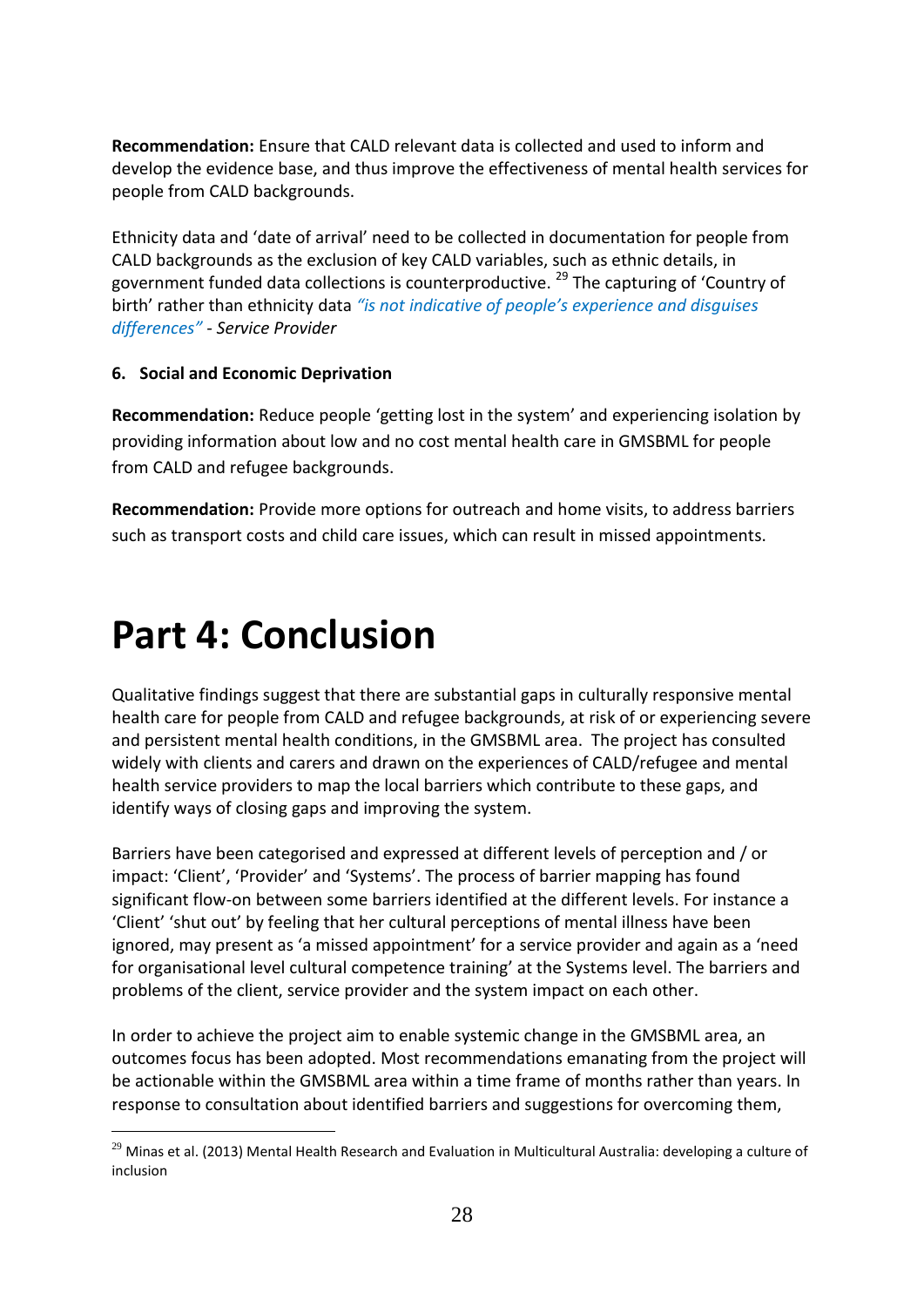**Recommendation:** Ensure that CALD relevant data is collected and used to inform and develop the evidence base, and thus improve the effectiveness of mental health services for people from CALD backgrounds.

Ethnicity data and 'date of arrival' need to be collected in documentation for people from CALD backgrounds as the exclusion of key CALD variables, such as ethnic details, in government funded data collections is counterproductive. [29] The capturing of 'Country of birth' rather than ethnicity data *"is not indicative of people's experience and disguises differences" - Service Provider*

#### 6. Social and Economic Deprivation

**Recommendation:** Reduce people 'getting lost in the system' and experiencing isolation by providing information about low and no cost mental health care in GMSBML for people from CALD and refugee backgrounds.

**Recommendation:** Provide more options for outreach and home visits, to address barriers such as transport costs and child care issues, which can result in missed appointments.

# Part 4: Conclusion

Qualitative findings suggest that there are substantial gaps in culturally responsive mental health care for people from CALD and refugee backgrounds, at risk of or experiencing severe and persistent mental health conditions, in the GMSBML area. The project has consulted widely with clients and carers and drawn on the experiences of CALD/refugee and mental health service providers to map the local barriers which contribute to these gaps, and identify ways of closing gaps and improving the system.

Barriers have been categorised and expressed at different levels of perception and / or impact: 'Client', 'Provider' and 'Systems'. The process of barrier mapping has found significant flow-on between some barriers identified at the different levels. For instance a 'Client' 'shut out' by feeling that her cultural perceptions of mental illness have been ignored, may present as 'a missed appointment' for a service provider and again as a 'need for organisational level cultural competence training' at the Systems level. The barriers and problems of the client, service provider and the system impact on each other.

In order to achieve the project aim to enable systemic change in the GMSBML area, an outcomes focus has been adopted. Most recommendations emanating from the project will be actionable within the GMSBML area within a time frame of months rather than years. In response to consultation about identified barriers and suggestions for overcoming them,

[29] Minas et al. (2013) Mental Health Research and Evaluation in Multicultural Australia: developing a culture of inclusion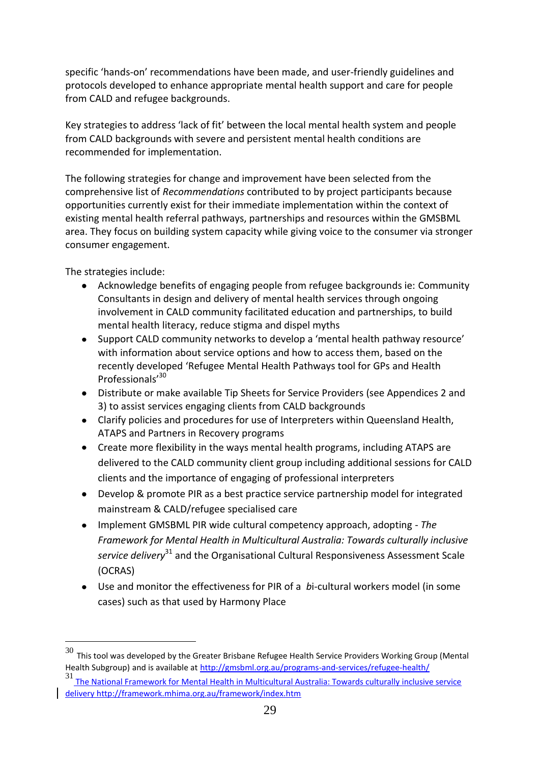specific 'hands-on' recommendations have been made, and user-friendly guidelines and protocols developed to enhance appropriate mental health support and care for people from CALD and refugee backgrounds.

Key strategies to address 'lack of fit' between the local mental health system and people from CALD backgrounds with severe and persistent mental health conditions are recommended for implementation.

The following strategies for change and improvement have been selected from the comprehensive list of *Recommendations* contributed to by project participants because opportunities currently exist for their immediate implementation within the context of existing mental health referral pathways, partnerships and resources within the GMSBML area. They focus on building system capacity while giving voice to the consumer via stronger consumer engagement.

The strategies include:

- Acknowledge benefits of engaging people from refugee backgrounds ie: Community Consultants in design and delivery of mental health services through ongoing involvement in CALD community facilitated education and partnerships, to build mental health literacy, reduce stigma and dispel myths
- Support CALD community networks to develop a 'mental health pathway resource' with information about service options and how to access them, based on the recently developed 'Refugee Mental Health Pathways tool for GPs and Health Professionals'[30]
- Distribute or make available Tip Sheets for Service Providers (see Appendices 2 and 3) to assist services engaging clients from CALD backgrounds
- Clarify policies and procedures for use of Interpreters within Queensland Health, ATAPS and Partners in Recovery programs
- Create more flexibility in the ways mental health programs, including ATAPS are delivered to the CALD community client group including additional sessions for CALD clients and the importance of engaging of professional interpreters
- Develop & promote PIR as a best practice service partnership model for integrated mainstream & CALD/refugee specialised care
- Implement GMSBML PIR wide cultural competency approach, adopting - *The Framework for Mental Health in Multicultural Australia: Towards culturally inclusive service delivery*[31] and the Organisational Cultural Responsiveness Assessment Scale (OCRAS)
- Use and monitor the effectiveness for PIR of a *b*i-cultural workers model (in some cases) such as that used by Harmony Place

---

[30] This tool was developed by the Greater Brisbane Refugee Health Service Providers Working Group (Mental Health Subgroup) and is available at http://gmsbml.org.au/programs-and-services/refugee-health/

[31] The National Framework for Mental Health in Multicultural Australia: Towards culturally inclusive service delivery http://framework.mhima.org.au/framework/index.htm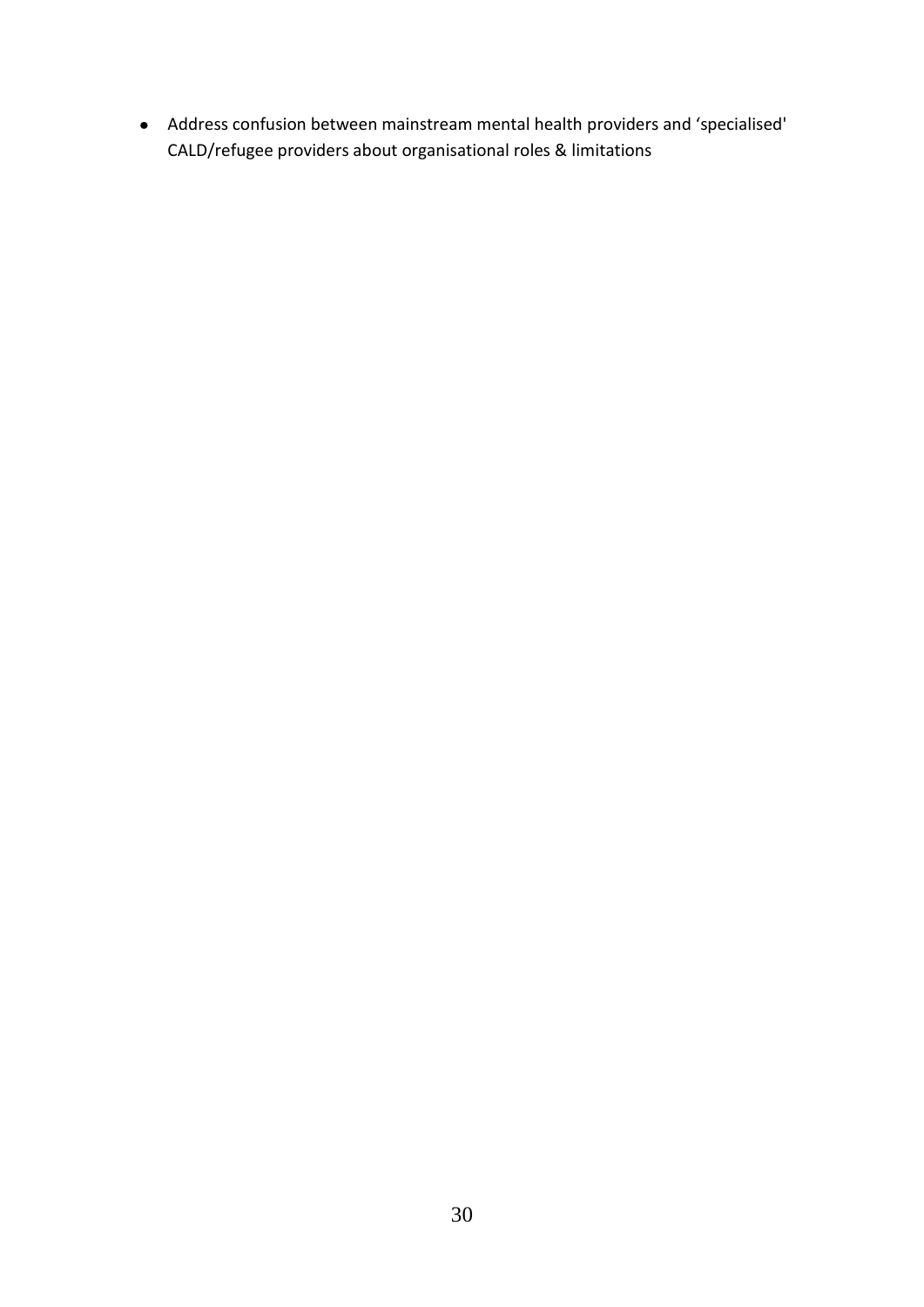- Address confusion between mainstream mental health providers and 'specialised' CALD/refugee providers about organisational roles & limitations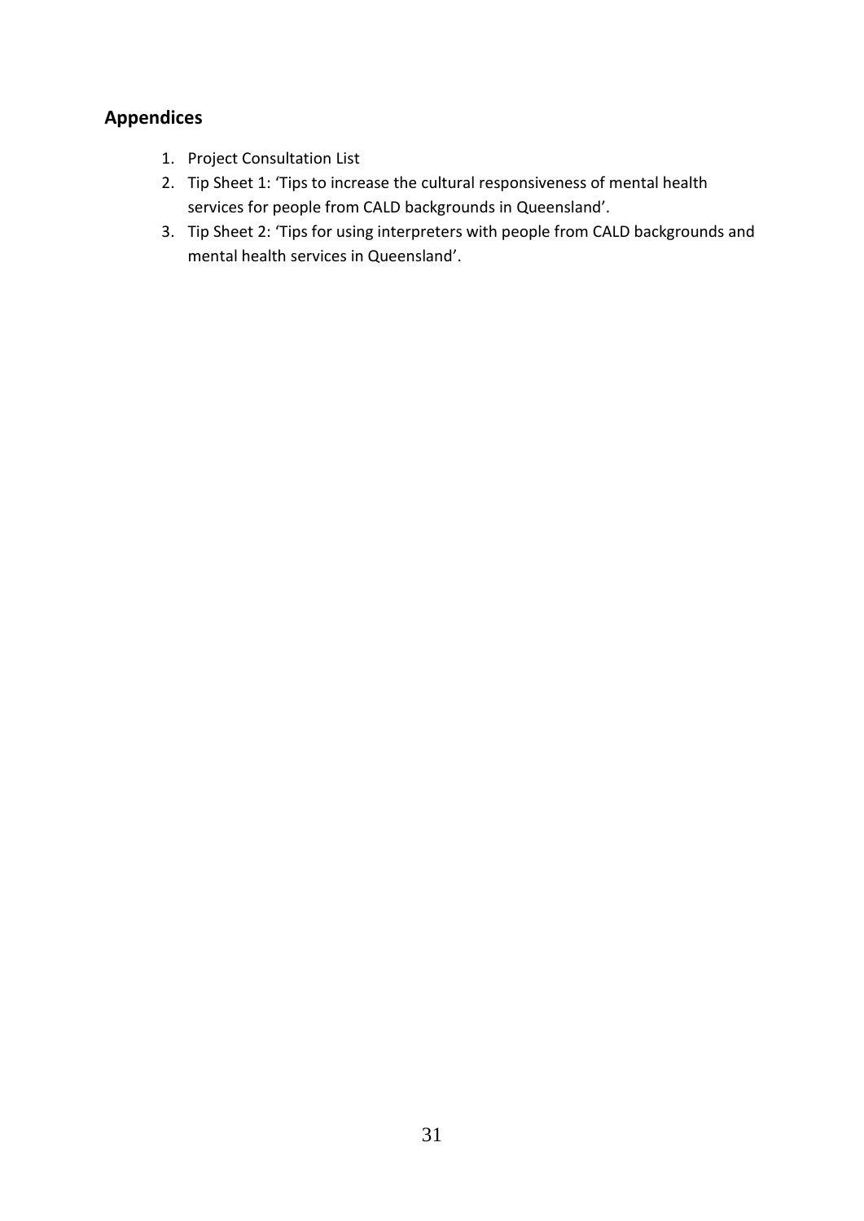## Appendices

1. Project Consultation List
2. Tip Sheet 1: 'Tips to increase the cultural responsiveness of mental health services for people from CALD backgrounds in Queensland'.
3. Tip Sheet 2: 'Tips for using interpreters with people from CALD backgrounds and mental health services in Queensland'.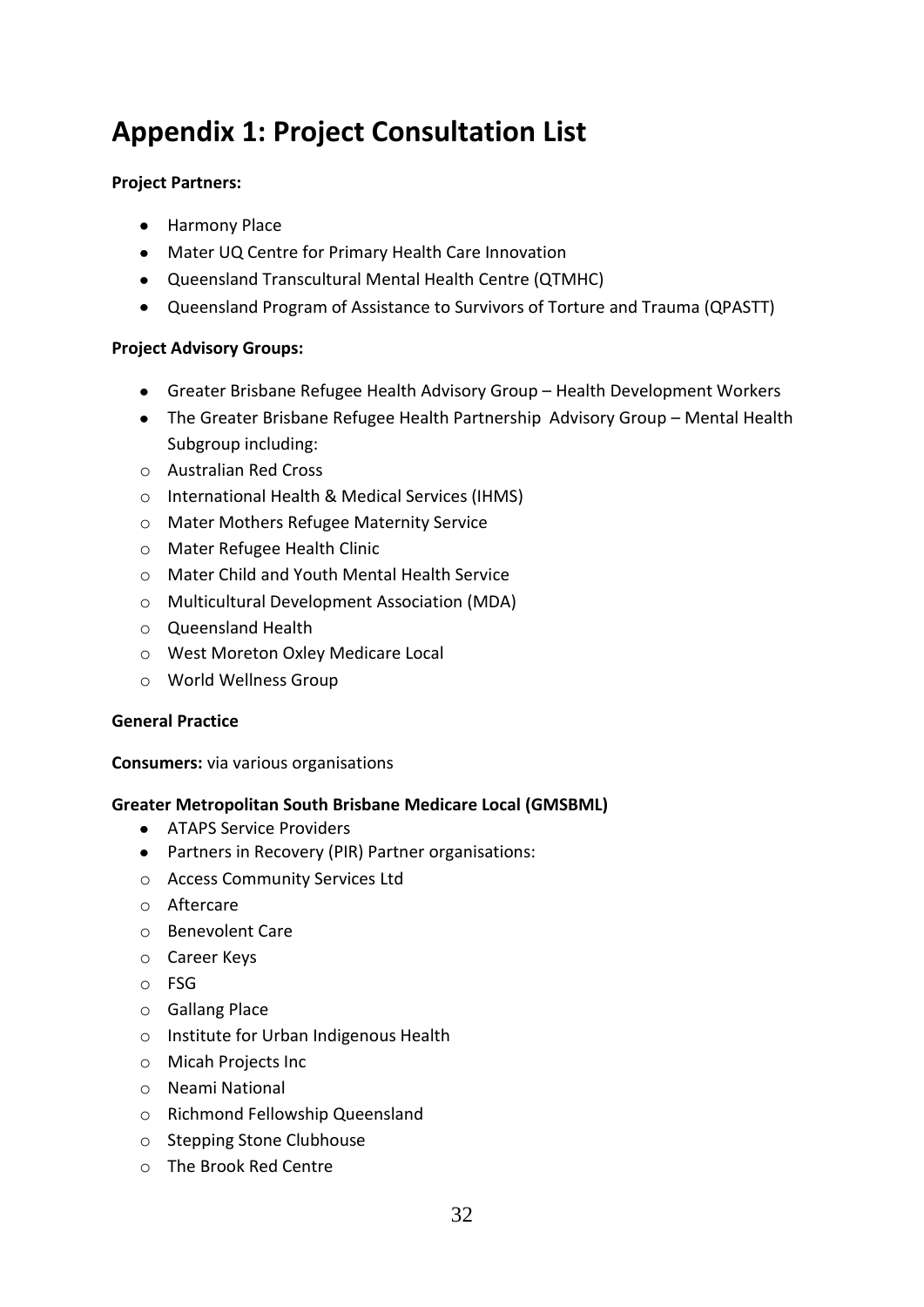# Appendix 1: Project Consultation List

**Project Partners:**

- Harmony Place
- Mater UQ Centre for Primary Health Care Innovation
- Queensland Transcultural Mental Health Centre (QTMHC)
- Queensland Program of Assistance to Survivors of Torture and Trauma (QPASTT)

**Project Advisory Groups:**

- Greater Brisbane Refugee Health Advisory Group – Health Development Workers
- The Greater Brisbane Refugee Health Partnership Advisory Group – Mental Health Subgroup including:
    - Australian Red Cross
    - International Health & Medical Services (IHMS)
    - Mater Mothers Refugee Maternity Service
    - Mater Refugee Health Clinic
    - Mater Child and Youth Mental Health Service
    - Multicultural Development Association (MDA)
    - Queensland Health
    - West Moreton Oxley Medicare Local
    - World Wellness Group

**General Practice**

**Consumers:** via various organisations

**Greater Metropolitan South Brisbane Medicare Local (GMSBML)**

- ATAPS Service Providers
- Partners in Recovery (PIR) Partner organisations:
    - Access Community Services Ltd
    - Aftercare
    - Benevolent Care
    - Career Keys
    - FSG
    - Gallang Place
    - Institute for Urban Indigenous Health
    - Micah Projects Inc
    - Neami National
    - Richmond Fellowship Queensland
    - Stepping Stone Clubhouse
    - The Brook Red Centre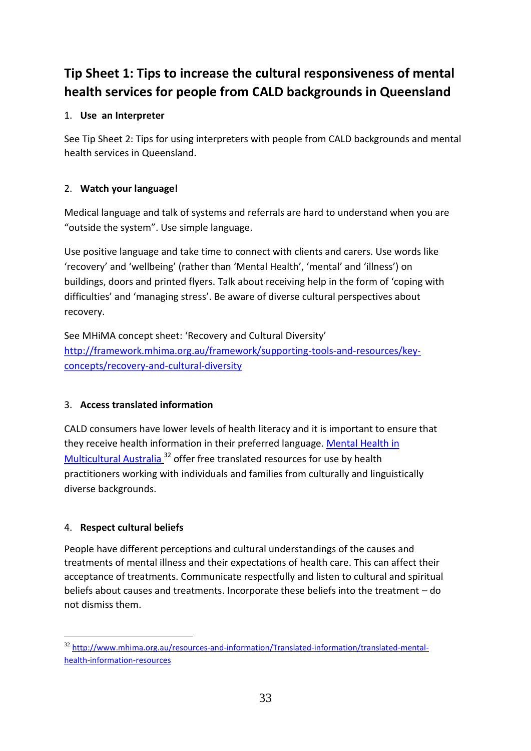## Tip Sheet 1: Tips to increase the cultural responsiveness of mental health services for people from CALD backgrounds in Queensland

1. **Use an Interpreter**

See Tip Sheet 2: Tips for using interpreters with people from CALD backgrounds and mental health services in Queensland.

2. **Watch your language!**

Medical language and talk of systems and referrals are hard to understand when you are "outside the system". Use simple language.

Use positive language and take time to connect with clients and carers. Use words like 'recovery' and 'wellbeing' (rather than 'Mental Health', 'mental' and 'illness') on buildings, doors and printed flyers. Talk about receiving help in the form of 'coping with difficulties' and 'managing stress'. Be aware of diverse cultural perspectives about recovery.

See MHiMA concept sheet: 'Recovery and Cultural Diversity' http://framework.mhima.org.au/framework/supporting-tools-and-resources/key-concepts/recovery-and-cultural-diversity

3. **Access translated information**

CALD consumers have lower levels of health literacy and it is important to ensure that they receive health information in their preferred language. Mental Health in Multicultural Australia [32] offer free translated resources for use by health practitioners working with individuals and families from culturally and linguistically diverse backgrounds.

4. **Respect cultural beliefs**

People have different perceptions and cultural understandings of the causes and treatments of mental illness and their expectations of health care. This can affect their acceptance of treatments. Communicate respectfully and listen to cultural and spiritual beliefs about causes and treatments. Incorporate these beliefs into the treatment – do not dismiss them.

---

[32] http://www.mhima.org.au/resources-and-information/Translated-information/translated-mental-health-information-resources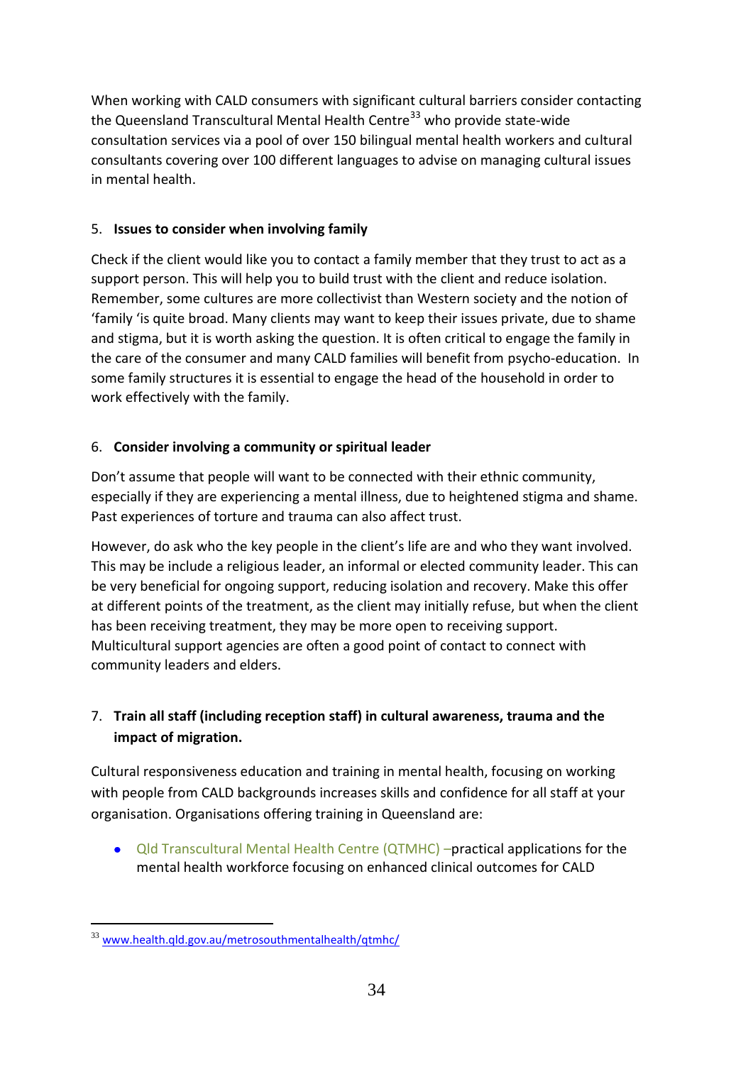When working with CALD consumers with significant cultural barriers consider contacting the Queensland Transcultural Mental Health Centre[33] who provide state-wide consultation services via a pool of over 150 bilingual mental health workers and cultural consultants covering over 100 different languages to advise on managing cultural issues in mental health.

5. **Issues to consider when involving family**

Check if the client would like you to contact a family member that they trust to act as a support person. This will help you to build trust with the client and reduce isolation. Remember, some cultures are more collectivist than Western society and the notion of 'family 'is quite broad. Many clients may want to keep their issues private, due to shame and stigma, but it is worth asking the question. It is often critical to engage the family in the care of the consumer and many CALD families will benefit from psycho-education. In some family structures it is essential to engage the head of the household in order to work effectively with the family.

6. **Consider involving a community or spiritual leader**

Don't assume that people will want to be connected with their ethnic community, especially if they are experiencing a mental illness, due to heightened stigma and shame. Past experiences of torture and trauma can also affect trust.

However, do ask who the key people in the client's life are and who they want involved. This may be include a religious leader, an informal or elected community leader. This can be very beneficial for ongoing support, reducing isolation and recovery. Make this offer at different points of the treatment, as the client may initially refuse, but when the client has been receiving treatment, they may be more open to receiving support. Multicultural support agencies are often a good point of contact to connect with community leaders and elders.

7. **Train all staff (including reception staff) in cultural awareness, trauma and the impact of migration.**

Cultural responsiveness education and training in mental health, focusing on working with people from CALD backgrounds increases skills and confidence for all staff at your organisation. Organisations offering training in Queensland are:

- Qld Transcultural Mental Health Centre (QTMHC) –practical applications for the mental health workforce focusing on enhanced clinical outcomes for CALD

[33] www.health.qld.gov.au/metrosouthmentalhealth/qtmhc/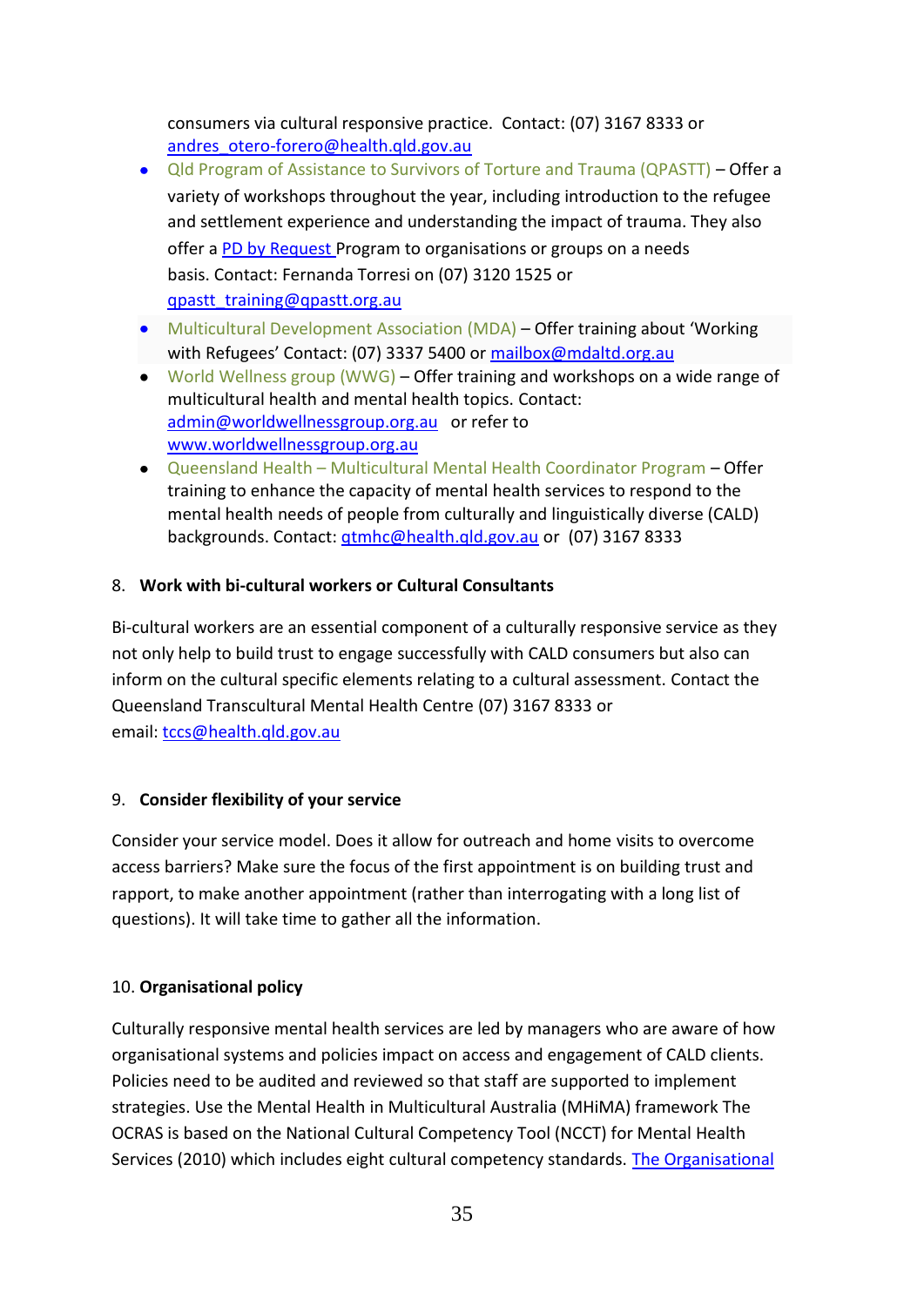consumers via cultural responsive practice. Contact: (07) 3167 8333 or andres_otero-forero@health.qld.gov.au

- Qld Program of Assistance to Survivors of Torture and Trauma (QPASTT) – Offer a variety of workshops throughout the year, including introduction to the refugee and settlement experience and understanding the impact of trauma. They also offer a PD by Request Program to organisations or groups on a needs basis. Contact: Fernanda Torresi on (07) 3120 1525 or qpastt_training@qpastt.org.au
- Multicultural Development Association (MDA) – Offer training about 'Working with Refugees' Contact: (07) 3337 5400 or mailbox@mdaltd.org.au
- World Wellness group (WWG) – Offer training and workshops on a wide range of multicultural health and mental health topics. Contact: admin@worldwellnessgroup.org.au or refer to www.worldwellnessgroup.org.au
- Queensland Health – Multicultural Mental Health Coordinator Program – Offer training to enhance the capacity of mental health services to respond to the mental health needs of people from culturally and linguistically diverse (CALD) backgrounds. Contact: qtmhc@health.qld.gov.au or (07) 3167 8333

8. **Work with bi-cultural workers or Cultural Consultants**

Bi-cultural workers are an essential component of a culturally responsive service as they not only help to build trust to engage successfully with CALD consumers but also can inform on the cultural specific elements relating to a cultural assessment. Contact the Queensland Transcultural Mental Health Centre (07) 3167 8333 or email: tccs@health.qld.gov.au

9. **Consider flexibility of your service**

Consider your service model. Does it allow for outreach and home visits to overcome access barriers? Make sure the focus of the first appointment is on building trust and rapport, to make another appointment (rather than interrogating with a long list of questions). It will take time to gather all the information.

10. **Organisational policy**

Culturally responsive mental health services are led by managers who are aware of how organisational systems and policies impact on access and engagement of CALD clients. Policies need to be audited and reviewed so that staff are supported to implement strategies. Use the Mental Health in Multicultural Australia (MHiMA) framework The OCRAS is based on the National Cultural Competency Tool (NCCT) for Mental Health Services (2010) which includes eight cultural competency standards. The Organisational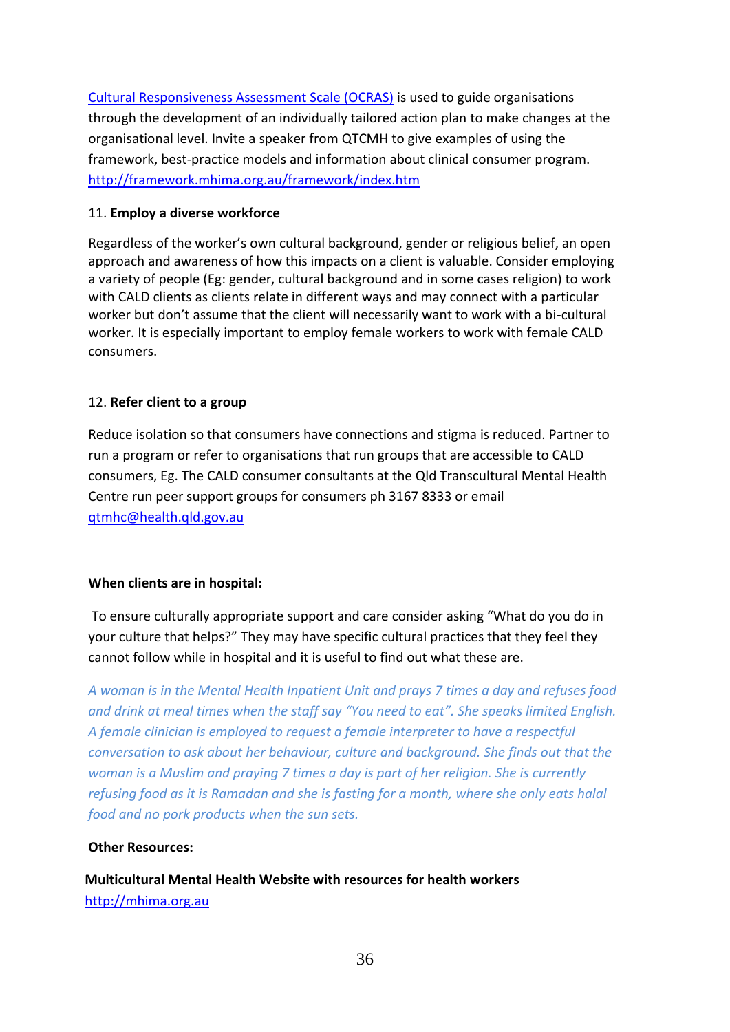[Cultural Responsiveness Assessment Scale (OCRAS)](http://framework.mhima.org.au/framework/index.htm) is used to guide organisations through the development of an individually tailored action plan to make changes at the organisational level. Invite a speaker from QTCMH to give examples of using the framework, best-practice models and information about clinical consumer program. http://framework.mhima.org.au/framework/index.htm

11. **Employ a diverse workforce**

Regardless of the worker's own cultural background, gender or religious belief, an open approach and awareness of how this impacts on a client is valuable. Consider employing a variety of people (Eg: gender, cultural background and in some cases religion) to work with CALD clients as clients relate in different ways and may connect with a particular worker but don't assume that the client will necessarily want to work with a bi-cultural worker. It is especially important to employ female workers to work with female CALD consumers.

12. **Refer client to a group**

Reduce isolation so that consumers have connections and stigma is reduced. Partner to run a program or refer to organisations that run groups that are accessible to CALD consumers, Eg. The CALD consumer consultants at the Qld Transcultural Mental Health Centre run peer support groups for consumers ph 3167 8333 or email qtmhc@health.qld.gov.au

**When clients are in hospital:**

To ensure culturally appropriate support and care consider asking "What do you do in your culture that helps?" They may have specific cultural practices that they feel they cannot follow while in hospital and it is useful to find out what these are.

*A woman is in the Mental Health Inpatient Unit and prays 7 times a day and refuses food and drink at meal times when the staff say "You need to eat". She speaks limited English. A female clinician is employed to request a female interpreter to have a respectful conversation to ask about her behaviour, culture and background. She finds out that the woman is a Muslim and praying 7 times a day is part of her religion. She is currently refusing food as it is Ramadan and she is fasting for a month, where she only eats halal food and no pork products when the sun sets.*

**Other Resources:**

**Multicultural Mental Health Website with resources for health workers**
http://mhima.org.au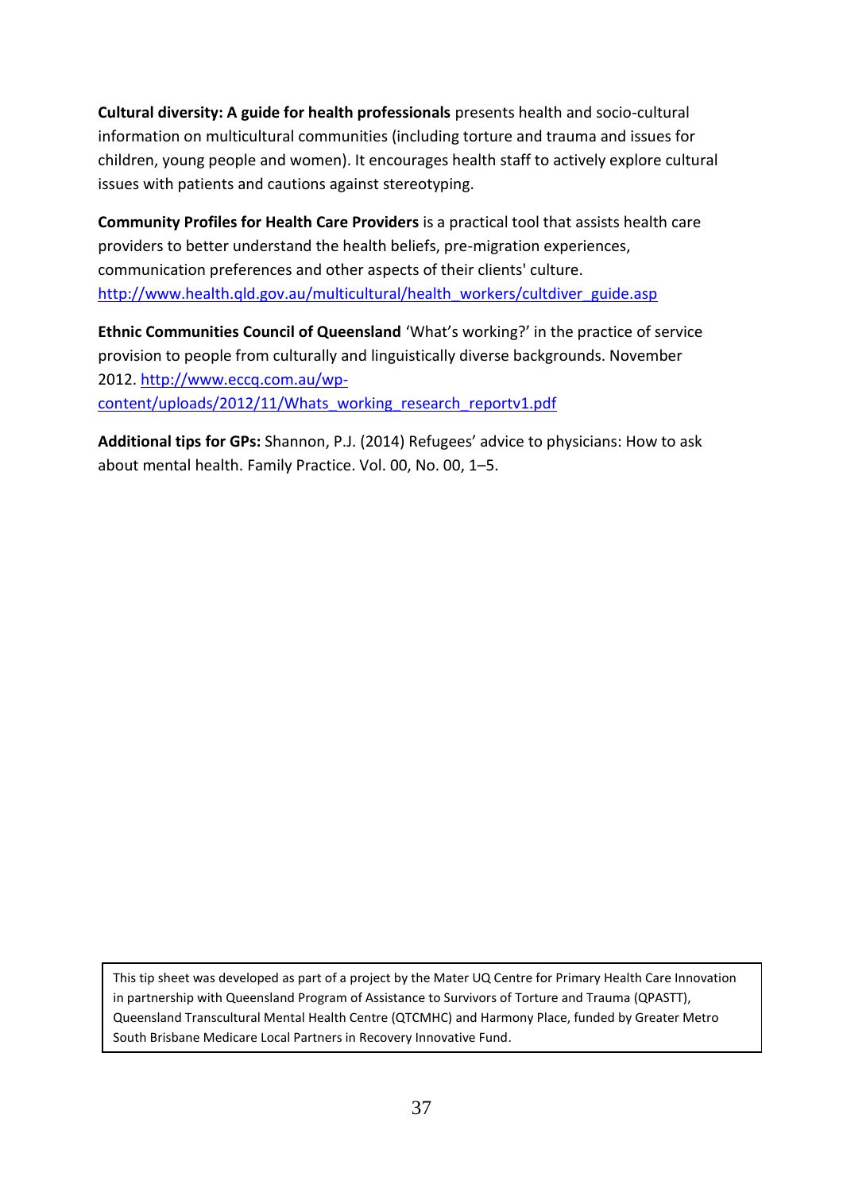**Cultural diversity: A guide for health professionals** presents health and socio-cultural information on multicultural communities (including torture and trauma and issues for children, young people and women). It encourages health staff to actively explore cultural issues with patients and cautions against stereotyping.

**Community Profiles for Health Care Providers** is a practical tool that assists health care providers to better understand the health beliefs, pre-migration experiences, communication preferences and other aspects of their clients' culture. http://www.health.qld.gov.au/multicultural/health_workers/cultdiver_guide.asp

**Ethnic Communities Council of Queensland** 'What's working?' in the practice of service provision to people from culturally and linguistically diverse backgrounds. November 2012. http://www.eccq.com.au/wp-content/uploads/2012/11/Whats_working_research_reportv1.pdf

**Additional tips for GPs:** Shannon, P.J. (2014) Refugees' advice to physicians: How to ask about mental health. Family Practice. Vol. 00, No. 00, 1–5.

This tip sheet was developed as part of a project by the Mater UQ Centre for Primary Health Care Innovation in partnership with Queensland Program of Assistance to Survivors of Torture and Trauma (QPASTT), Queensland Transcultural Mental Health Centre (QTCMHC) and Harmony Place, funded by Greater Metro South Brisbane Medicare Local Partners in Recovery Innovative Fund.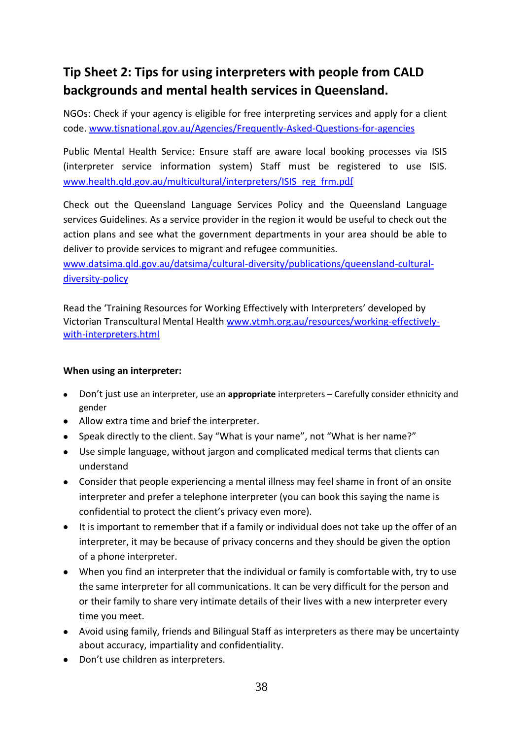## Tip Sheet 2: Tips for using interpreters with people from CALD backgrounds and mental health services in Queensland.

NGOs: Check if your agency is eligible for free interpreting services and apply for a client code. www.tisnational.gov.au/Agencies/Frequently-Asked-Questions-for-agencies

Public Mental Health Service: Ensure staff are aware local booking processes via ISIS (interpreter service information system) Staff must be registered to use ISIS. www.health.qld.gov.au/multicultural/interpreters/ISIS_reg_frm.pdf

Check out the Queensland Language Services Policy and the Queensland Language services Guidelines. As a service provider in the region it would be useful to check out the action plans and see what the government departments in your area should be able to deliver to provide services to migrant and refugee communities. www.datsima.qld.gov.au/datsima/cultural-diversity/publications/queensland-cultural-diversity-policy

Read the 'Training Resources for Working Effectively with Interpreters' developed by Victorian Transcultural Mental Health www.vtmh.org.au/resources/working-effectively-with-interpreters.html

**When using an interpreter:**

- Don't just use an interpreter, use an **appropriate** interpreters – Carefully consider ethnicity and gender
- Allow extra time and brief the interpreter.
- Speak directly to the client. Say "What is your name", not "What is her name?"
- Use simple language, without jargon and complicated medical terms that clients can understand
- Consider that people experiencing a mental illness may feel shame in front of an onsite interpreter and prefer a telephone interpreter (you can book this saying the name is confidential to protect the client's privacy even more).
- It is important to remember that if a family or individual does not take up the offer of an interpreter, it may be because of privacy concerns and they should be given the option of a phone interpreter.
- When you find an interpreter that the individual or family is comfortable with, try to use the same interpreter for all communications. It can be very difficult for the person and or their family to share very intimate details of their lives with a new interpreter every time you meet.
- Avoid using family, friends and Bilingual Staff as interpreters as there may be uncertainty about accuracy, impartiality and confidentiality.
- Don't use children as interpreters.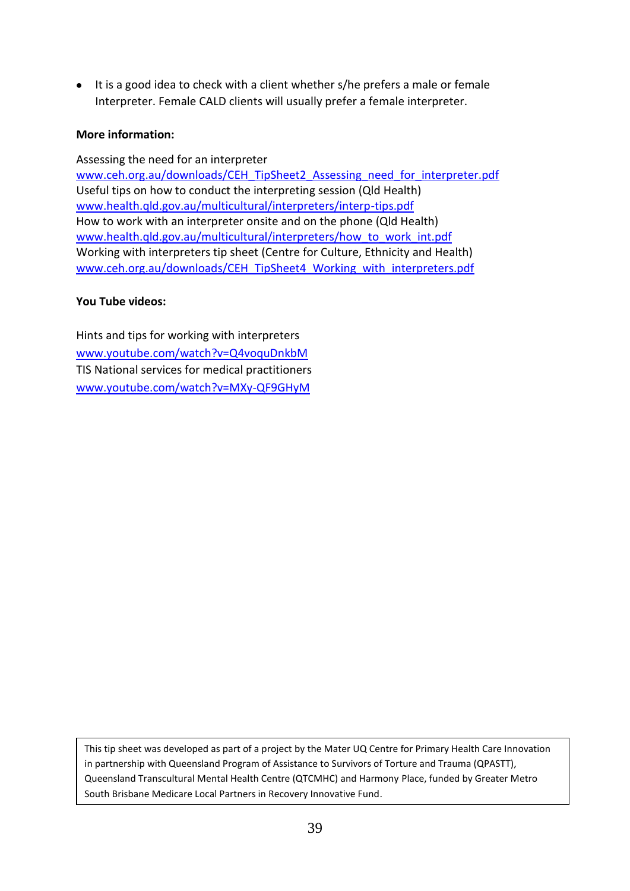- It is a good idea to check with a client whether s/he prefers a male or female Interpreter. Female CALD clients will usually prefer a female interpreter.

**More information:**

Assessing the need for an interpreter
www.ceh.org.au/downloads/CEH_TipSheet2_Assessing_need_for_interpreter.pdf
Useful tips on how to conduct the interpreting session (Qld Health)
www.health.qld.gov.au/multicultural/interpreters/interp-tips.pdf
How to work with an interpreter onsite and on the phone (Qld Health)
www.health.qld.gov.au/multicultural/interpreters/how_to_work_int.pdf
Working with interpreters tip sheet (Centre for Culture, Ethnicity and Health)
www.ceh.org.au/downloads/CEH_TipSheet4_Working_with_interpreters.pdf

**You Tube videos:**

Hints and tips for working with interpreters
www.youtube.com/watch?v=Q4voquDnkbM
TIS National services for medical practitioners
www.youtube.com/watch?v=MXy-QF9GHyM

This tip sheet was developed as part of a project by the Mater UQ Centre for Primary Health Care Innovation in partnership with Queensland Program of Assistance to Survivors of Torture and Trauma (QPASTT), Queensland Transcultural Mental Health Centre (QTCMHC) and Harmony Place, funded by Greater Metro South Brisbane Medicare Local Partners in Recovery Innovative Fund.